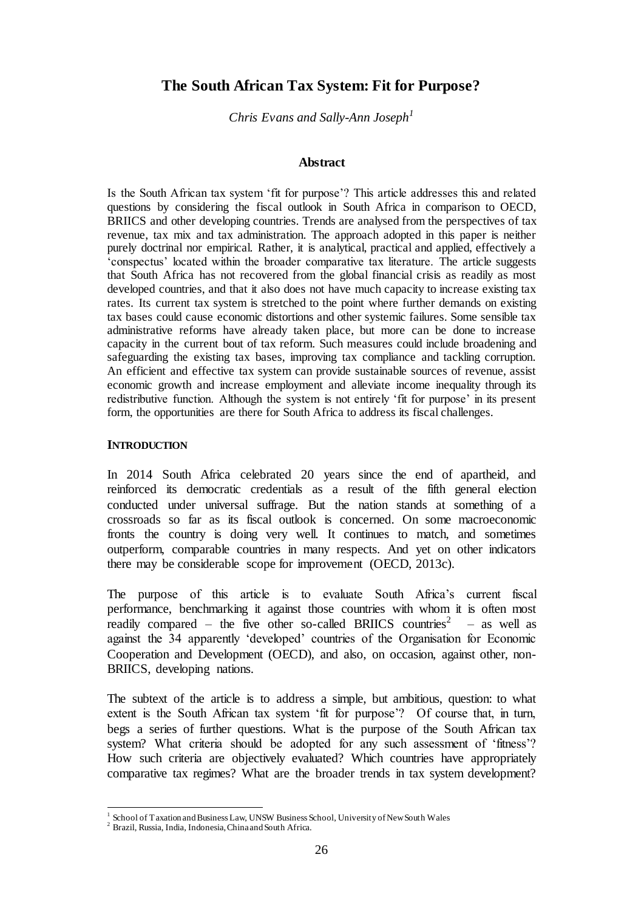# The South African Tax System: Fit for Purpose?

*Chris Evans and Sally-Ann Joseph*[1]

## Abstract

Is the South African tax system 'fit for purpose'? This article addresses this and related questions by considering the fiscal outlook in South Africa in comparison to OECD, BRIICS and other developing countries. Trends are analysed from the perspectives of tax revenue, tax mix and tax administration. The approach adopted in this paper is neither purely doctrinal nor empirical. Rather, it is analytical, practical and applied, effectively a 'conspectus' located within the broader comparative tax literature. The article suggests that South Africa has not recovered from the global financial crisis as readily as most developed countries, and that it also does not have much capacity to increase existing tax rates. Its current tax system is stretched to the point where further demands on existing tax bases could cause economic distortions and other systemic failures. Some sensible tax administrative reforms have already taken place, but more can be done to increase capacity in the current bout of tax reform. Such measures could include broadening and safeguarding the existing tax bases, improving tax compliance and tackling corruption. An efficient and effective tax system can provide sustainable sources of revenue, assist economic growth and increase employment and alleviate income inequality through its redistributive function. Although the system is not entirely 'fit for purpose' in its present form, the opportunities are there for South Africa to address its fiscal challenges.

## INTRODUCTION

In 2014 South Africa celebrated 20 years since the end of apartheid, and reinforced its democratic credentials as a result of the fifth general election conducted under universal suffrage. But the nation stands at something of a crossroads so far as its fiscal outlook is concerned. On some macroeconomic fronts the country is doing very well. It continues to match, and sometimes outperform, comparable countries in many respects. And yet on other indicators there may be considerable scope for improvement (OECD, 2013c).

The purpose of this article is to evaluate South Africa's current fiscal performance, benchmarking it against those countries with whom it is often most readily compared – the five other so-called BRIICS countries[2] – as well as against the 34 apparently 'developed' countries of the Organisation for Economic Cooperation and Development (OECD), and also, on occasion, against other, non-BRIICS, developing nations.

The subtext of the article is to address a simple, but ambitious, question: to what extent is the South African tax system 'fit for purpose'? Of course that, in turn, begs a series of further questions. What is the purpose of the South African tax system? What criteria should be adopted for any such assessment of 'fitness'? How such criteria are objectively evaluated? Which countries have appropriately comparative tax regimes? What are the broader trends in tax system development?

[1] School of Taxation and Business Law, UNSW Business School, University of New South Wales

[2] Brazil, Russia, India, Indonesia, China and South Africa.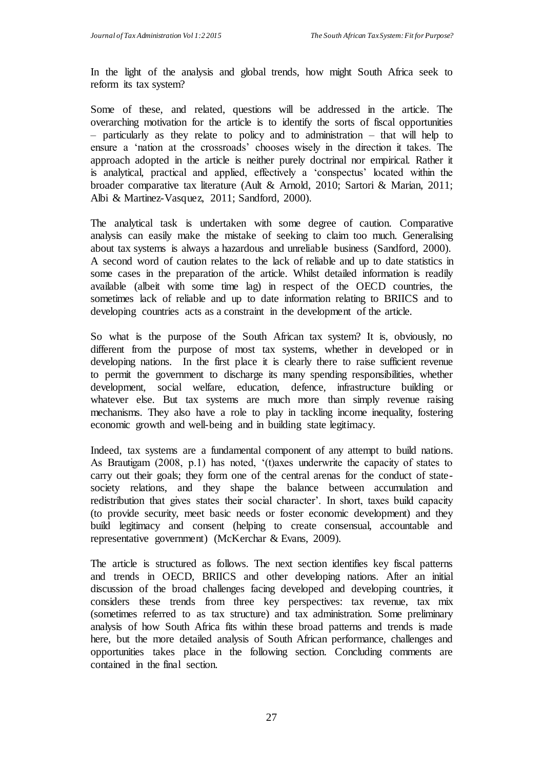In the light of the analysis and global trends, how might South Africa seek to reform its tax system?

Some of these, and related, questions will be addressed in the article. The overarching motivation for the article is to identify the sorts of fiscal opportunities – particularly as they relate to policy and to administration – that will help to ensure a 'nation at the crossroads' chooses wisely in the direction it takes. The approach adopted in the article is neither purely doctrinal nor empirical. Rather it is analytical, practical and applied, effectively a 'conspectus' located within the broader comparative tax literature (Ault & Arnold, 2010; Sartori & Marian, 2011; Albi & Martinez-Vasquez, 2011; Sandford, 2000).

The analytical task is undertaken with some degree of caution. Comparative analysis can easily make the mistake of seeking to claim too much. Generalising about tax systems is always a hazardous and unreliable business (Sandford, 2000). A second word of caution relates to the lack of reliable and up to date statistics in some cases in the preparation of the article. Whilst detailed information is readily available (albeit with some time lag) in respect of the OECD countries, the sometimes lack of reliable and up to date information relating to BRIICS and to developing countries acts as a constraint in the development of the article.

So what is the purpose of the South African tax system? It is, obviously, no different from the purpose of most tax systems, whether in developed or in developing nations. In the first place it is clearly there to raise sufficient revenue to permit the government to discharge its many spending responsibilities, whether development, social welfare, education, defence, infrastructure building or whatever else. But tax systems are much more than simply revenue raising mechanisms. They also have a role to play in tackling income inequality, fostering economic growth and well-being and in building state legitimacy.

Indeed, tax systems are a fundamental component of any attempt to build nations. As Brautigam (2008, p.1) has noted, '(t)axes underwrite the capacity of states to carry out their goals; they form one of the central arenas for the conduct of state-society relations, and they shape the balance between accumulation and redistribution that gives states their social character'. In short, taxes build capacity (to provide security, meet basic needs or foster economic development) and they build legitimacy and consent (helping to create consensual, accountable and representative government) (McKerchar & Evans, 2009).

The article is structured as follows. The next section identifies key fiscal patterns and trends in OECD, BRIICS and other developing nations. After an initial discussion of the broad challenges facing developed and developing countries, it considers these trends from three key perspectives: tax revenue, tax mix (sometimes referred to as tax structure) and tax administration. Some preliminary analysis of how South Africa fits within these broad patterns and trends is made here, but the more detailed analysis of South African performance, challenges and opportunities takes place in the following section. Concluding comments are contained in the final section.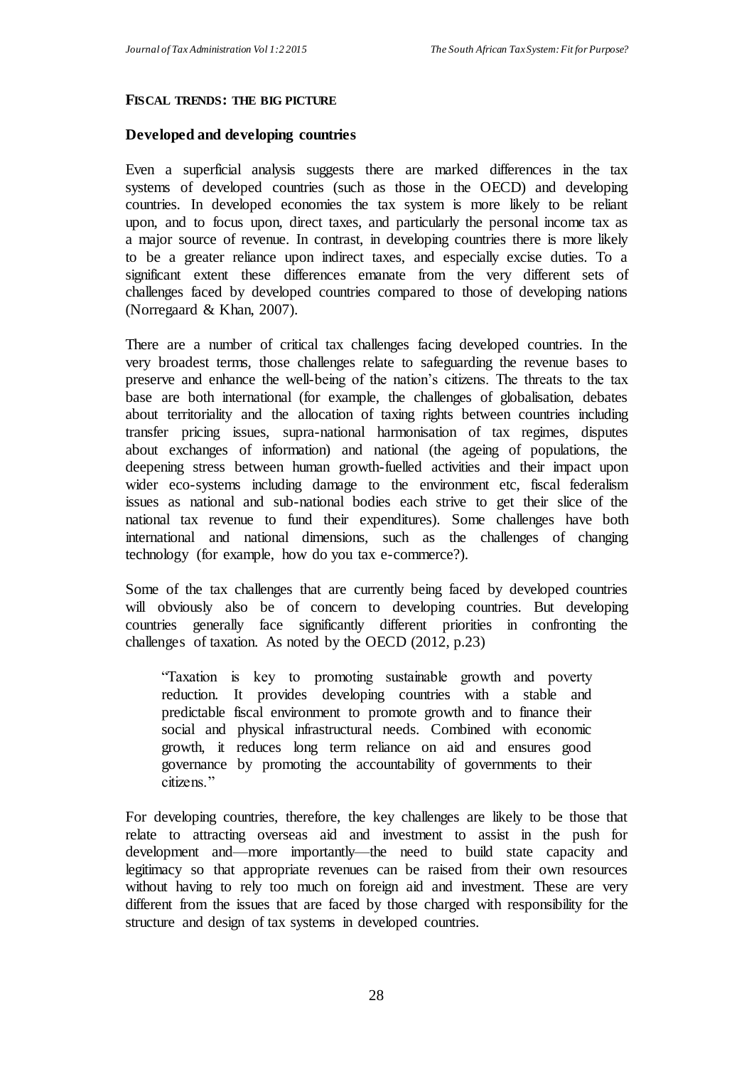## FISCAL TRENDS: THE BIG PICTURE

### Developed and developing countries

Even a superficial analysis suggests there are marked differences in the tax systems of developed countries (such as those in the OECD) and developing countries. In developed economies the tax system is more likely to be reliant upon, and to focus upon, direct taxes, and particularly the personal income tax as a major source of revenue. In contrast, in developing countries there is more likely to be a greater reliance upon indirect taxes, and especially excise duties. To a significant extent these differences emanate from the very different sets of challenges faced by developed countries compared to those of developing nations (Norregaard & Khan, 2007).

There are a number of critical tax challenges facing developed countries. In the very broadest terms, those challenges relate to safeguarding the revenue bases to preserve and enhance the well-being of the nation's citizens. The threats to the tax base are both international (for example, the challenges of globalisation, debates about territoriality and the allocation of taxing rights between countries including transfer pricing issues, supra-national harmonisation of tax regimes, disputes about exchanges of information) and national (the ageing of populations, the deepening stress between human growth-fuelled activities and their impact upon wider eco-systems including damage to the environment etc, fiscal federalism issues as national and sub-national bodies each strive to get their slice of the national tax revenue to fund their expenditures). Some challenges have both international and national dimensions, such as the challenges of changing technology (for example, how do you tax e-commerce?).

Some of the tax challenges that are currently being faced by developed countries will obviously also be of concern to developing countries. But developing countries generally face significantly different priorities in confronting the challenges of taxation. As noted by the OECD (2012, p.23)

> "Taxation is key to promoting sustainable growth and poverty reduction. It provides developing countries with a stable and predictable fiscal environment to promote growth and to finance their social and physical infrastructural needs. Combined with economic growth, it reduces long term reliance on aid and ensures good governance by promoting the accountability of governments to their citizens."

For developing countries, therefore, the key challenges are likely to be those that relate to attracting overseas aid and investment to assist in the push for development and—more importantly—the need to build state capacity and legitimacy so that appropriate revenues can be raised from their own resources without having to rely too much on foreign aid and investment. These are very different from the issues that are faced by those charged with responsibility for the structure and design of tax systems in developed countries.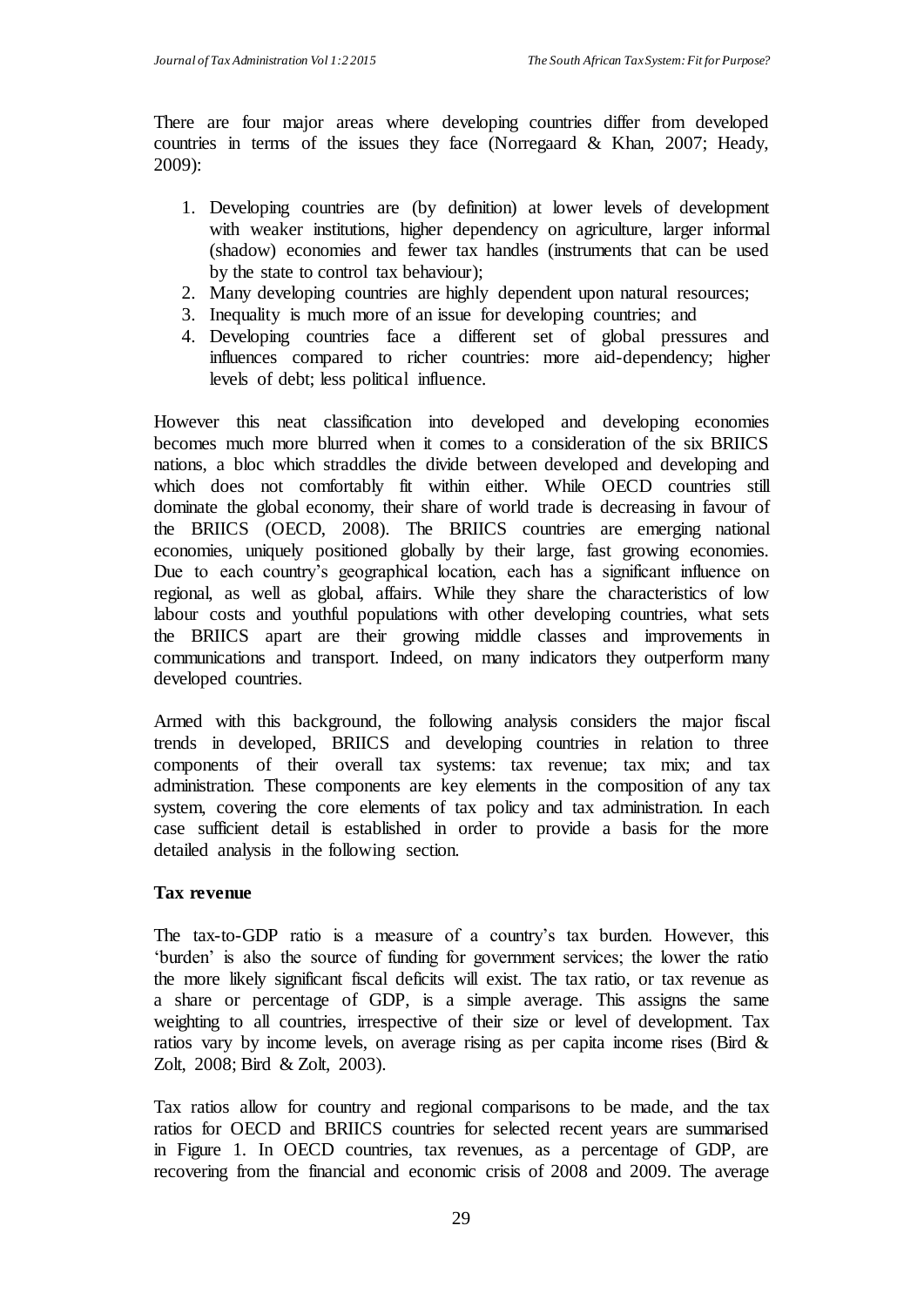There are four major areas where developing countries differ from developed countries in terms of the issues they face (Norregaard & Khan, 2007; Heady, 2009):

1. Developing countries are (by definition) at lower levels of development with weaker institutions, higher dependency on agriculture, larger informal (shadow) economies and fewer tax handles (instruments that can be used by the state to control tax behaviour);
2. Many developing countries are highly dependent upon natural resources;
3. Inequality is much more of an issue for developing countries; and
4. Developing countries face a different set of global pressures and influences compared to richer countries: more aid-dependency; higher levels of debt; less political influence.

However this neat classification into developed and developing economies becomes much more blurred when it comes to a consideration of the six BRIICS nations, a bloc which straddles the divide between developed and developing and which does not comfortably fit within either. While OECD countries still dominate the global economy, their share of world trade is decreasing in favour of the BRIICS (OECD, 2008). The BRIICS countries are emerging national economies, uniquely positioned globally by their large, fast growing economies. Due to each country's geographical location, each has a significant influence on regional, as well as global, affairs. While they share the characteristics of low labour costs and youthful populations with other developing countries, what sets the BRIICS apart are their growing middle classes and improvements in communications and transport. Indeed, on many indicators they outperform many developed countries.

Armed with this background, the following analysis considers the major fiscal trends in developed, BRIICS and developing countries in relation to three components of their overall tax systems: tax revenue; tax mix; and tax administration. These components are key elements in the composition of any tax system, covering the core elements of tax policy and tax administration. In each case sufficient detail is established in order to provide a basis for the more detailed analysis in the following section.

**Tax revenue**

The tax-to-GDP ratio is a measure of a country's tax burden. However, this 'burden' is also the source of funding for government services; the lower the ratio the more likely significant fiscal deficits will exist. The tax ratio, or tax revenue as a share or percentage of GDP, is a simple average. This assigns the same weighting to all countries, irrespective of their size or level of development. Tax ratios vary by income levels, on average rising as per capita income rises (Bird & Zolt, 2008; Bird & Zolt, 2003).

Tax ratios allow for country and regional comparisons to be made, and the tax ratios for OECD and BRIICS countries for selected recent years are summarised in Figure 1. In OECD countries, tax revenues, as a percentage of GDP, are recovering from the financial and economic crisis of 2008 and 2009. The average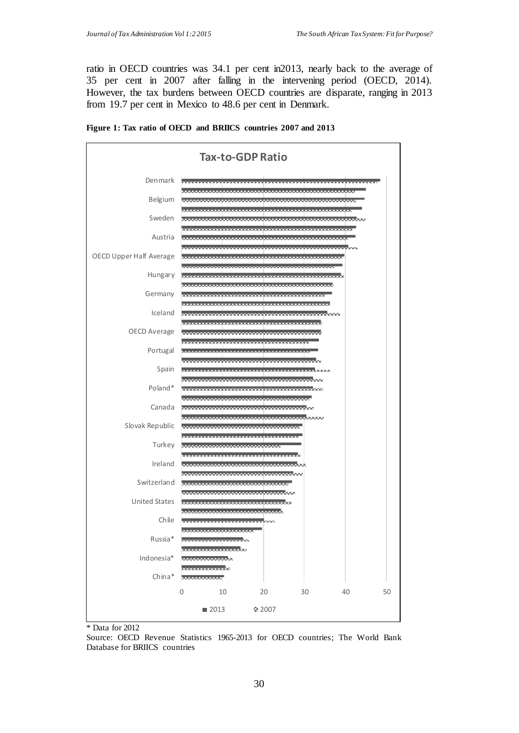ratio in OECD countries was 34.1 per cent in2013, nearly back to the average of 35 per cent in 2007 after falling in the intervening period (OECD, 2014). However, the tax burdens between OECD countries are disparate, ranging in 2013 from 19.7 per cent in Mexico to 48.6 per cent in Denmark.

**Figure 1: Tax ratio of OECD and BRIICS countries 2007 and 2013**

\* Data for 2012

Source: OECD Revenue Statistics 1965-2013 for OECD countries; The World Bank Database for BRIICS countries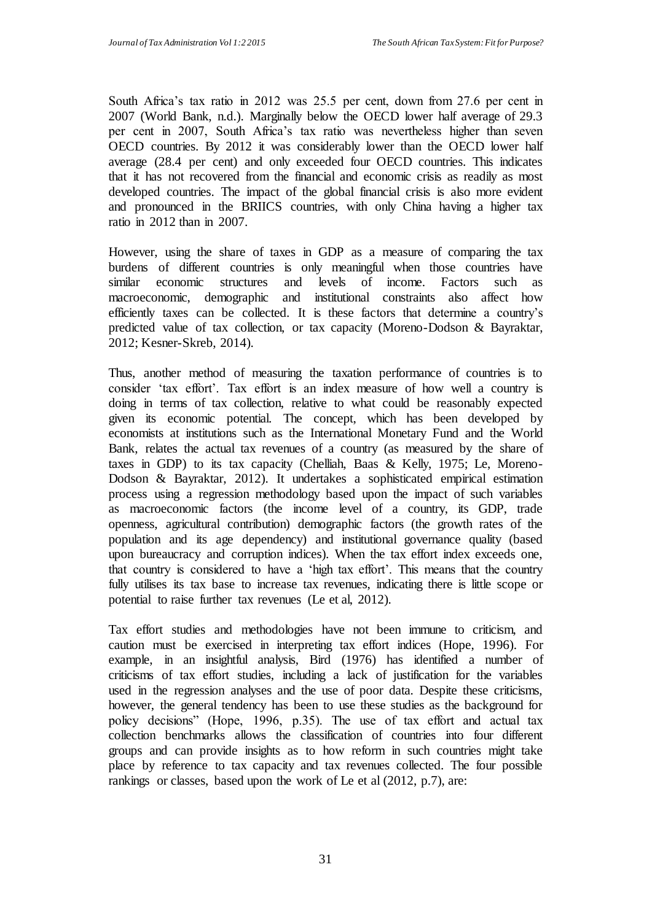South Africa's tax ratio in 2012 was 25.5 per cent, down from 27.6 per cent in 2007 (World Bank, n.d.). Marginally below the OECD lower half average of 29.3 per cent in 2007, South Africa's tax ratio was nevertheless higher than seven OECD countries. By 2012 it was considerably lower than the OECD lower half average (28.4 per cent) and only exceeded four OECD countries. This indicates that it has not recovered from the financial and economic crisis as readily as most developed countries. The impact of the global financial crisis is also more evident and pronounced in the BRIICS countries, with only China having a higher tax ratio in 2012 than in 2007.

However, using the share of taxes in GDP as a measure of comparing the tax burdens of different countries is only meaningful when those countries have similar economic structures and levels of income. Factors such as macroeconomic, demographic and institutional constraints also affect how efficiently taxes can be collected. It is these factors that determine a country's predicted value of tax collection, or tax capacity (Moreno-Dodson & Bayraktar, 2012; Kesner-Skreb, 2014).

Thus, another method of measuring the taxation performance of countries is to consider 'tax effort'. Tax effort is an index measure of how well a country is doing in terms of tax collection, relative to what could be reasonably expected given its economic potential. The concept, which has been developed by economists at institutions such as the International Monetary Fund and the World Bank, relates the actual tax revenues of a country (as measured by the share of taxes in GDP) to its tax capacity (Chelliah, Baas & Kelly, 1975; Le, Moreno-Dodson & Bayraktar, 2012). It undertakes a sophisticated empirical estimation process using a regression methodology based upon the impact of such variables as macroeconomic factors (the income level of a country, its GDP, trade openness, agricultural contribution) demographic factors (the growth rates of the population and its age dependency) and institutional governance quality (based upon bureaucracy and corruption indices). When the tax effort index exceeds one, that country is considered to have a 'high tax effort'. This means that the country fully utilises its tax base to increase tax revenues, indicating there is little scope or potential to raise further tax revenues (Le et al, 2012).

Tax effort studies and methodologies have not been immune to criticism, and caution must be exercised in interpreting tax effort indices (Hope, 1996). For example, in an insightful analysis, Bird (1976) has identified a number of criticisms of tax effort studies, including a lack of justification for the variables used in the regression analyses and the use of poor data. Despite these criticisms, however, the general tendency has been to use these studies as the background for policy decisions" (Hope, 1996, p.35). The use of tax effort and actual tax collection benchmarks allows the classification of countries into four different groups and can provide insights as to how reform in such countries might take place by reference to tax capacity and tax revenues collected. The four possible rankings or classes, based upon the work of Le et al (2012, p.7), are: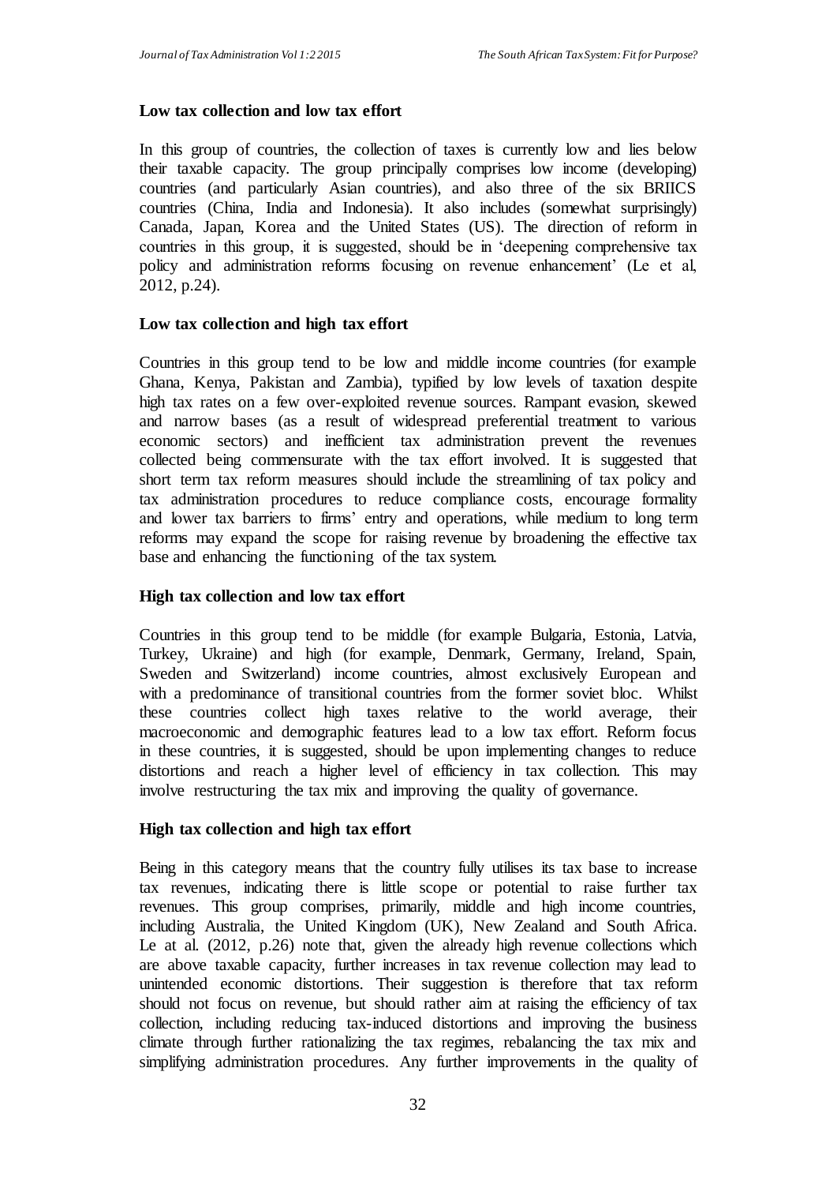### Low tax collection and low tax effort

In this group of countries, the collection of taxes is currently low and lies below their taxable capacity. The group principally comprises low income (developing) countries (and particularly Asian countries), and also three of the six BRIICS countries (China, India and Indonesia). It also includes (somewhat surprisingly) Canada, Japan, Korea and the United States (US). The direction of reform in countries in this group, it is suggested, should be in 'deepening comprehensive tax policy and administration reforms focusing on revenue enhancement' (Le et al, 2012, p.24).

### Low tax collection and high tax effort

Countries in this group tend to be low and middle income countries (for example Ghana, Kenya, Pakistan and Zambia), typified by low levels of taxation despite high tax rates on a few over-exploited revenue sources. Rampant evasion, skewed and narrow bases (as a result of widespread preferential treatment to various economic sectors) and inefficient tax administration prevent the revenues collected being commensurate with the tax effort involved. It is suggested that short term tax reform measures should include the streamlining of tax policy and tax administration procedures to reduce compliance costs, encourage formality and lower tax barriers to firms' entry and operations, while medium to long term reforms may expand the scope for raising revenue by broadening the effective tax base and enhancing the functioning of the tax system.

### High tax collection and low tax effort

Countries in this group tend to be middle (for example Bulgaria, Estonia, Latvia, Turkey, Ukraine) and high (for example, Denmark, Germany, Ireland, Spain, Sweden and Switzerland) income countries, almost exclusively European and with a predominance of transitional countries from the former soviet bloc. Whilst these countries collect high taxes relative to the world average, their macroeconomic and demographic features lead to a low tax effort. Reform focus in these countries, it is suggested, should be upon implementing changes to reduce distortions and reach a higher level of efficiency in tax collection. This may involve restructuring the tax mix and improving the quality of governance.

### High tax collection and high tax effort

Being in this category means that the country fully utilises its tax base to increase tax revenues, indicating there is little scope or potential to raise further tax revenues. This group comprises, primarily, middle and high income countries, including Australia, the United Kingdom (UK), New Zealand and South Africa. Le at al. (2012, p.26) note that, given the already high revenue collections which are above taxable capacity, further increases in tax revenue collection may lead to unintended economic distortions. Their suggestion is therefore that tax reform should not focus on revenue, but should rather aim at raising the efficiency of tax collection, including reducing tax-induced distortions and improving the business climate through further rationalizing the tax regimes, rebalancing the tax mix and simplifying administration procedures. Any further improvements in the quality of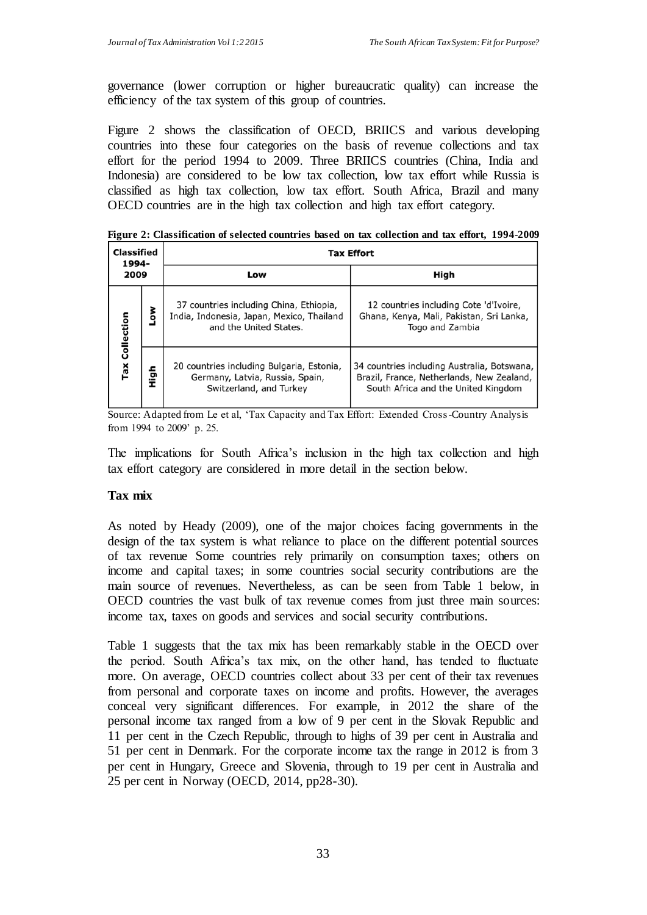governance (lower corruption or higher bureaucratic quality) can increase the efficiency of the tax system of this group of countries.

Figure 2 shows the classification of OECD, BRIICS and various developing countries into these four categories on the basis of revenue collections and tax effort for the period 1994 to 2009. Three BRIICS countries (China, India and Indonesia) are considered to be low tax collection, low tax effort while Russia is classified as high tax collection, low tax effort. South Africa, Brazil and many OECD countries are in the high tax collection and high tax effort category.

**Figure 2: Classification of selected countries based on tax collection and tax effort, 1994-2009**

| Classified 1994-2009 | | Tax Effort | |
|---|---|---|---|
| | | Low | High |
| Tax Collection | Low | 37 countries including China, Ethiopia, India, Indonesia, Japan, Mexico, Thailand and the United States. | 12 countries including Cote 'd'Ivoire, Ghana, Kenya, Mali, Pakistan, Sri Lanka, Togo and Zambia |
| | High | 20 countries including Bulgaria, Estonia, Germany, Latvia, Russia, Spain, Switzerland, and Turkey | 34 countries including Australia, Botswana, Brazil, France, Netherlands, New Zealand, South Africa and the United Kingdom |

Source: Adapted from Le et al, 'Tax Capacity and Tax Effort: Extended Cross-Country Analysis from 1994 to 2009' p. 25.

The implications for South Africa's inclusion in the high tax collection and high tax effort category are considered in more detail in the section below.

**Tax mix**

As noted by Heady (2009), one of the major choices facing governments in the design of the tax system is what reliance to place on the different potential sources of tax revenue Some countries rely primarily on consumption taxes; others on income and capital taxes; in some countries social security contributions are the main source of revenues. Nevertheless, as can be seen from Table 1 below, in OECD countries the vast bulk of tax revenue comes from just three main sources: income tax, taxes on goods and services and social security contributions.

Table 1 suggests that the tax mix has been remarkably stable in the OECD over the period. South Africa's tax mix, on the other hand, has tended to fluctuate more. On average, OECD countries collect about 33 per cent of their tax revenues from personal and corporate taxes on income and profits. However, the averages conceal very significant differences. For example, in 2012 the share of the personal income tax ranged from a low of 9 per cent in the Slovak Republic and 11 per cent in the Czech Republic, through to highs of 39 per cent in Australia and 51 per cent in Denmark. For the corporate income tax the range in 2012 is from 3 per cent in Hungary, Greece and Slovenia, through to 19 per cent in Australia and 25 per cent in Norway (OECD, 2014, pp28-30).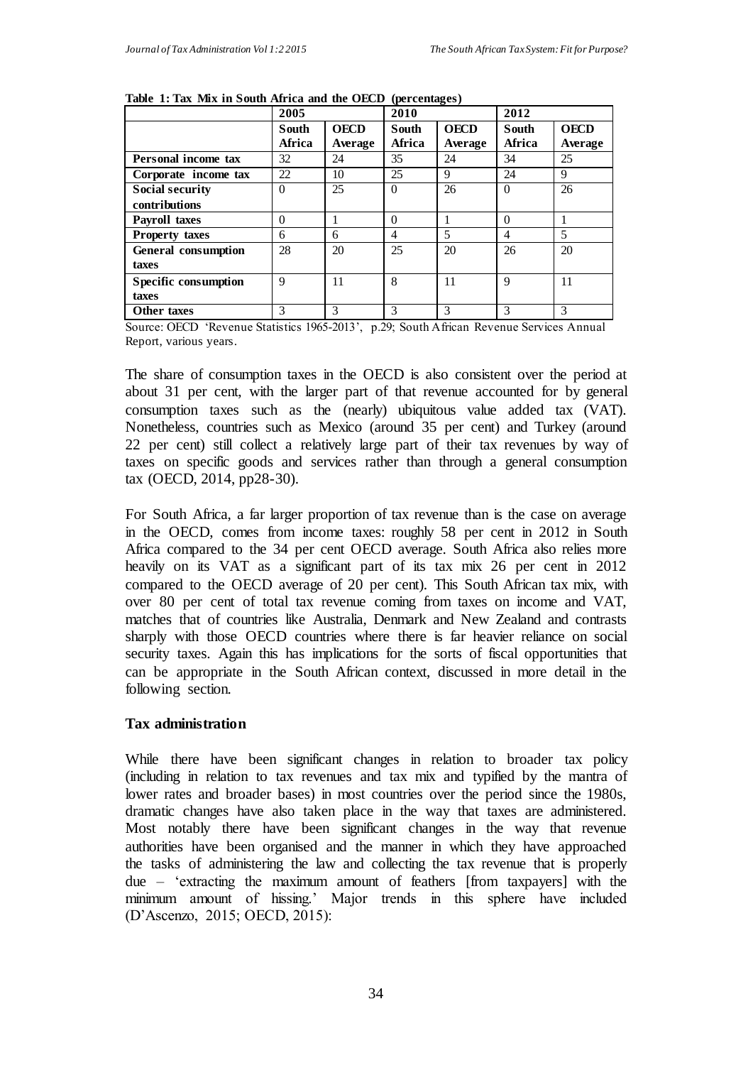**Table 1: Tax Mix in South Africa and the OECD (percentages)**

| | 2005 | | 2010 | | 2012 | |
|---|---|---|---|---|---|---|
| | South Africa | OECD Average | South Africa | OECD Average | South Africa | OECD Average |
| **Personal income tax** | 32 | 24 | 35 | 24 | 34 | 25 |
| **Corporate income tax** | 22 | 10 | 25 | 9 | 24 | 9 |
| **Social security contributions** | 0 | 25 | 0 | 26 | 0 | 26 |
| **Payroll taxes** | 0 | 1 | 0 | 1 | 0 | 1 |
| **Property taxes** | 6 | 6 | 4 | 5 | 4 | 5 |
| **General consumption taxes** | 28 | 20 | 25 | 20 | 26 | 20 |
| **Specific consumption taxes** | 9 | 11 | 8 | 11 | 9 | 11 |
| **Other taxes** | 3 | 3 | 3 | 3 | 3 | 3 |

Source: OECD 'Revenue Statistics 1965-2013', p.29; South African Revenue Services Annual Report, various years.

The share of consumption taxes in the OECD is also consistent over the period at about 31 per cent, with the larger part of that revenue accounted for by general consumption taxes such as the (nearly) ubiquitous value added tax (VAT). Nonetheless, countries such as Mexico (around 35 per cent) and Turkey (around 22 per cent) still collect a relatively large part of their tax revenues by way of taxes on specific goods and services rather than through a general consumption tax (OECD, 2014, pp28-30).

For South Africa, a far larger proportion of tax revenue than is the case on average in the OECD, comes from income taxes: roughly 58 per cent in 2012 in South Africa compared to the 34 per cent OECD average. South Africa also relies more heavily on its VAT as a significant part of its tax mix 26 per cent in 2012 compared to the OECD average of 20 per cent). This South African tax mix, with over 80 per cent of total tax revenue coming from taxes on income and VAT, matches that of countries like Australia, Denmark and New Zealand and contrasts sharply with those OECD countries where there is far heavier reliance on social security taxes. Again this has implications for the sorts of fiscal opportunities that can be appropriate in the South African context, discussed in more detail in the following section.

### Tax administration

While there have been significant changes in relation to broader tax policy (including in relation to tax revenues and tax mix and typified by the mantra of lower rates and broader bases) in most countries over the period since the 1980s, dramatic changes have also taken place in the way that taxes are administered. Most notably there have been significant changes in the way that revenue authorities have been organised and the manner in which they have approached the tasks of administering the law and collecting the tax revenue that is properly due – 'extracting the maximum amount of feathers [from taxpayers] with the minimum amount of hissing.' Major trends in this sphere have included (D'Ascenzo, 2015; OECD, 2015):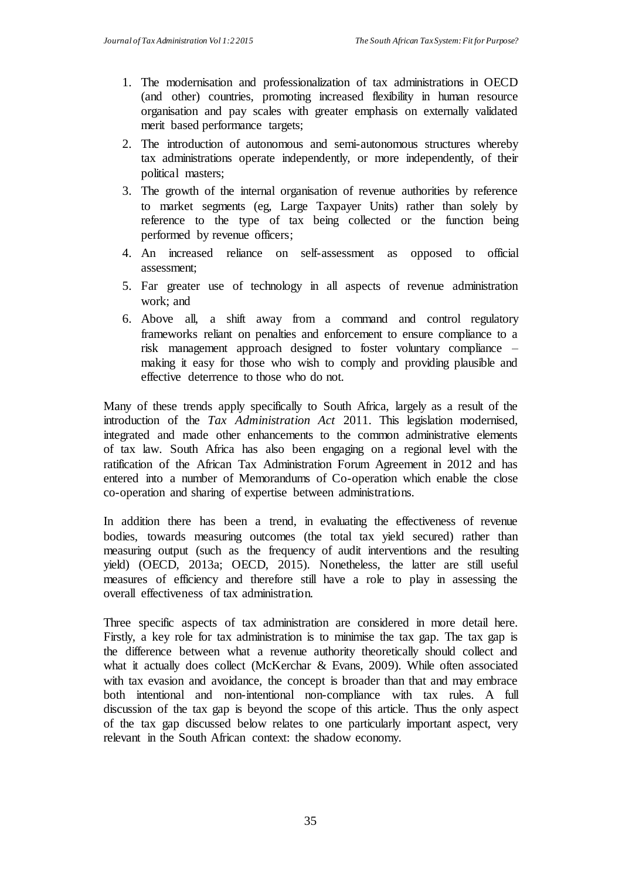1. The modernisation and professionalization of tax administrations in OECD (and other) countries, promoting increased flexibility in human resource organisation and pay scales with greater emphasis on externally validated merit based performance targets;
2. The introduction of autonomous and semi-autonomous structures whereby tax administrations operate independently, or more independently, of their political masters;
3. The growth of the internal organisation of revenue authorities by reference to market segments (eg, Large Taxpayer Units) rather than solely by reference to the type of tax being collected or the function being performed by revenue officers;
4. An increased reliance on self-assessment as opposed to official assessment;
5. Far greater use of technology in all aspects of revenue administration work; and
6. Above all, a shift away from a command and control regulatory frameworks reliant on penalties and enforcement to ensure compliance to a risk management approach designed to foster voluntary compliance – making it easy for those who wish to comply and providing plausible and effective deterrence to those who do not.

Many of these trends apply specifically to South Africa, largely as a result of the introduction of the *Tax Administration Act* 2011. This legislation modernised, integrated and made other enhancements to the common administrative elements of tax law. South Africa has also been engaging on a regional level with the ratification of the African Tax Administration Forum Agreement in 2012 and has entered into a number of Memorandums of Co-operation which enable the close co-operation and sharing of expertise between administrations.

In addition there has been a trend, in evaluating the effectiveness of revenue bodies, towards measuring outcomes (the total tax yield secured) rather than measuring output (such as the frequency of audit interventions and the resulting yield) (OECD, 2013a; OECD, 2015). Nonetheless, the latter are still useful measures of efficiency and therefore still have a role to play in assessing the overall effectiveness of tax administration.

Three specific aspects of tax administration are considered in more detail here. Firstly, a key role for tax administration is to minimise the tax gap. The tax gap is the difference between what a revenue authority theoretically should collect and what it actually does collect (McKerchar & Evans, 2009). While often associated with tax evasion and avoidance, the concept is broader than that and may embrace both intentional and non-intentional non-compliance with tax rules. A full discussion of the tax gap is beyond the scope of this article. Thus the only aspect of the tax gap discussed below relates to one particularly important aspect, very relevant in the South African context: the shadow economy.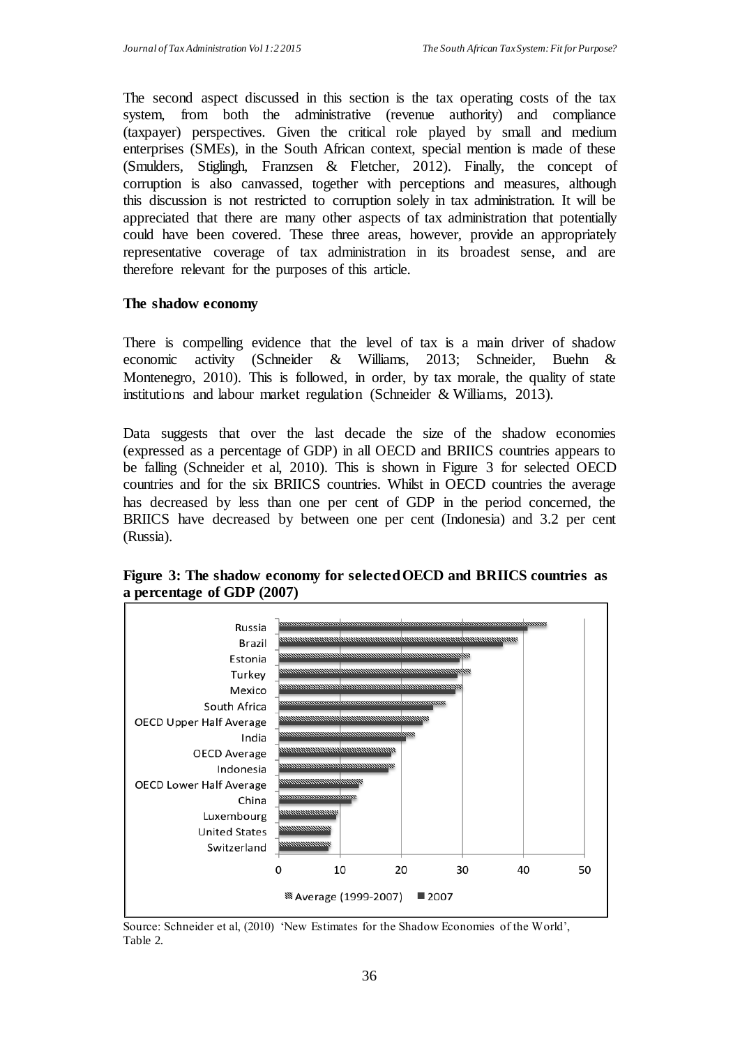The second aspect discussed in this section is the tax operating costs of the tax system, from both the administrative (revenue authority) and compliance (taxpayer) perspectives. Given the critical role played by small and medium enterprises (SMEs), in the South African context, special mention is made of these (Smulders, Stiglingh, Franzsen & Fletcher, 2012). Finally, the concept of corruption is also canvassed, together with perceptions and measures, although this discussion is not restricted to corruption solely in tax administration. It will be appreciated that there are many other aspects of tax administration that potentially could have been covered. These three areas, however, provide an appropriately representative coverage of tax administration in its broadest sense, and are therefore relevant for the purposes of this article.

### The shadow economy

There is compelling evidence that the level of tax is a main driver of shadow economic activity (Schneider & Williams, 2013; Schneider, Buehn & Montenegro, 2010). This is followed, in order, by tax morale, the quality of state institutions and labour market regulation (Schneider & Williams, 2013).

Data suggests that over the last decade the size of the shadow economies (expressed as a percentage of GDP) in all OECD and BRIICS countries appears to be falling (Schneider et al, 2010). This is shown in Figure 3 for selected OECD countries and for the six BRIICS countries. Whilst in OECD countries the average has decreased by less than one per cent of GDP in the period concerned, the BRIICS have decreased by between one per cent (Indonesia) and 3.2 per cent (Russia).

**Figure 3: The shadow economy for selected OECD and BRIICS countries as a percentage of GDP (2007)**

Source: Schneider et al, (2010) 'New Estimates for the Shadow Economies of the World', Table 2.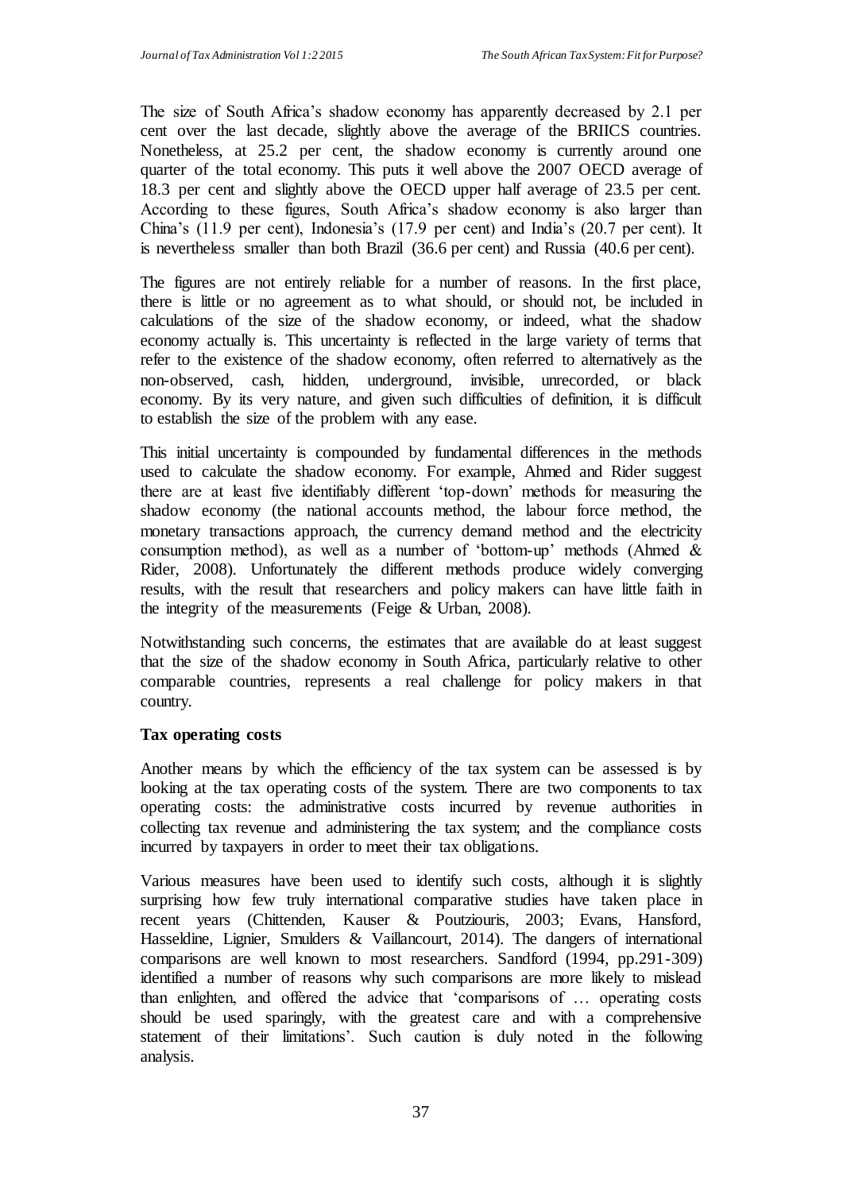The size of South Africa's shadow economy has apparently decreased by 2.1 per cent over the last decade, slightly above the average of the BRIICS countries. Nonetheless, at 25.2 per cent, the shadow economy is currently around one quarter of the total economy. This puts it well above the 2007 OECD average of 18.3 per cent and slightly above the OECD upper half average of 23.5 per cent. According to these figures, South Africa's shadow economy is also larger than China's (11.9 per cent), Indonesia's (17.9 per cent) and India's (20.7 per cent). It is nevertheless smaller than both Brazil (36.6 per cent) and Russia (40.6 per cent).

The figures are not entirely reliable for a number of reasons. In the first place, there is little or no agreement as to what should, or should not, be included in calculations of the size of the shadow economy, or indeed, what the shadow economy actually is. This uncertainty is reflected in the large variety of terms that refer to the existence of the shadow economy, often referred to alternatively as the non-observed, cash, hidden, underground, invisible, unrecorded, or black economy. By its very nature, and given such difficulties of definition, it is difficult to establish the size of the problem with any ease.

This initial uncertainty is compounded by fundamental differences in the methods used to calculate the shadow economy. For example, Ahmed and Rider suggest there are at least five identifiably different 'top-down' methods for measuring the shadow economy (the national accounts method, the labour force method, the monetary transactions approach, the currency demand method and the electricity consumption method), as well as a number of 'bottom-up' methods (Ahmed & Rider, 2008). Unfortunately the different methods produce widely converging results, with the result that researchers and policy makers can have little faith in the integrity of the measurements (Feige & Urban, 2008).

Notwithstanding such concerns, the estimates that are available do at least suggest that the size of the shadow economy in South Africa, particularly relative to other comparable countries, represents a real challenge for policy makers in that country.

**Tax operating costs**

Another means by which the efficiency of the tax system can be assessed is by looking at the tax operating costs of the system. There are two components to tax operating costs: the administrative costs incurred by revenue authorities in collecting tax revenue and administering the tax system; and the compliance costs incurred by taxpayers in order to meet their tax obligations.

Various measures have been used to identify such costs, although it is slightly surprising how few truly international comparative studies have taken place in recent years (Chittenden, Kauser & Poutziouris, 2003; Evans, Hansford, Hasseldine, Lignier, Smulders & Vaillancourt, 2014). The dangers of international comparisons are well known to most researchers. Sandford (1994, pp.291-309) identified a number of reasons why such comparisons are more likely to mislead than enlighten, and offered the advice that 'comparisons of … operating costs should be used sparingly, with the greatest care and with a comprehensive statement of their limitations'. Such caution is duly noted in the following analysis.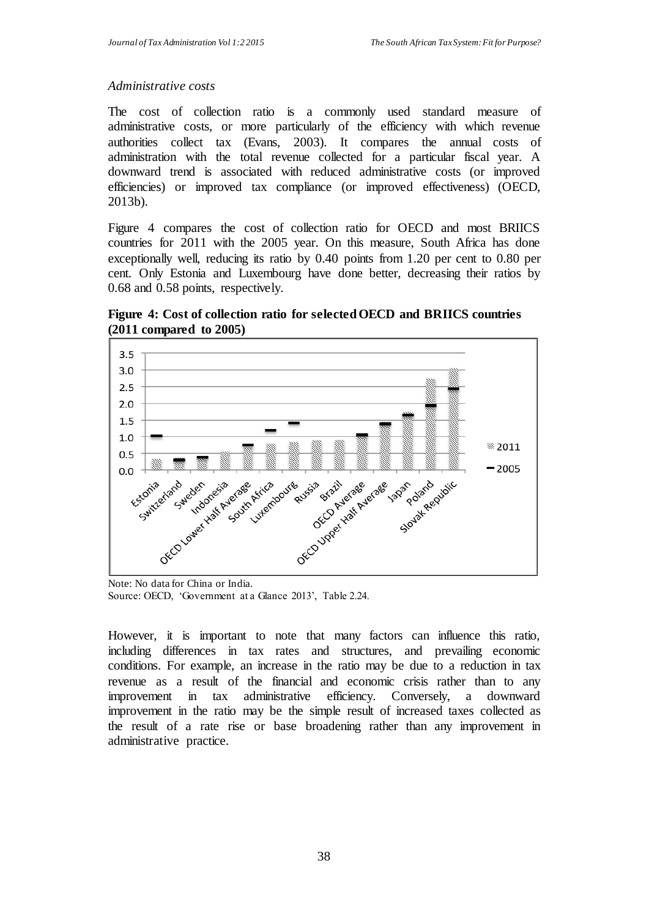*Administrative costs*

The cost of collection ratio is a commonly used standard measure of administrative costs, or more particularly of the efficiency with which revenue authorities collect tax (Evans, 2003). It compares the annual costs of administration with the total revenue collected for a particular fiscal year. A downward trend is associated with reduced administrative costs (or improved efficiencies) or improved tax compliance (or improved effectiveness) (OECD, 2013b).

Figure 4 compares the cost of collection ratio for OECD and most BRIICS countries for 2011 with the 2005 year. On this measure, South Africa has done exceptionally well, reducing its ratio by 0.40 points from 1.20 per cent to 0.80 per cent. Only Estonia and Luxembourg have done better, decreasing their ratios by 0.68 and 0.58 points, respectively.

**Figure 4: Cost of collection ratio for selected OECD and BRIICS countries (2011 compared to 2005)**

Note: No data for China or India.
Source: OECD, 'Government at a Glance 2013', Table 2.24.

However, it is important to note that many factors can influence this ratio, including differences in tax rates and structures, and prevailing economic conditions. For example, an increase in the ratio may be due to a reduction in tax revenue as a result of the financial and economic crisis rather than to any improvement in tax administrative efficiency. Conversely, a downward improvement in the ratio may be the simple result of increased taxes collected as the result of a rate rise or base broadening rather than any improvement in administrative practice.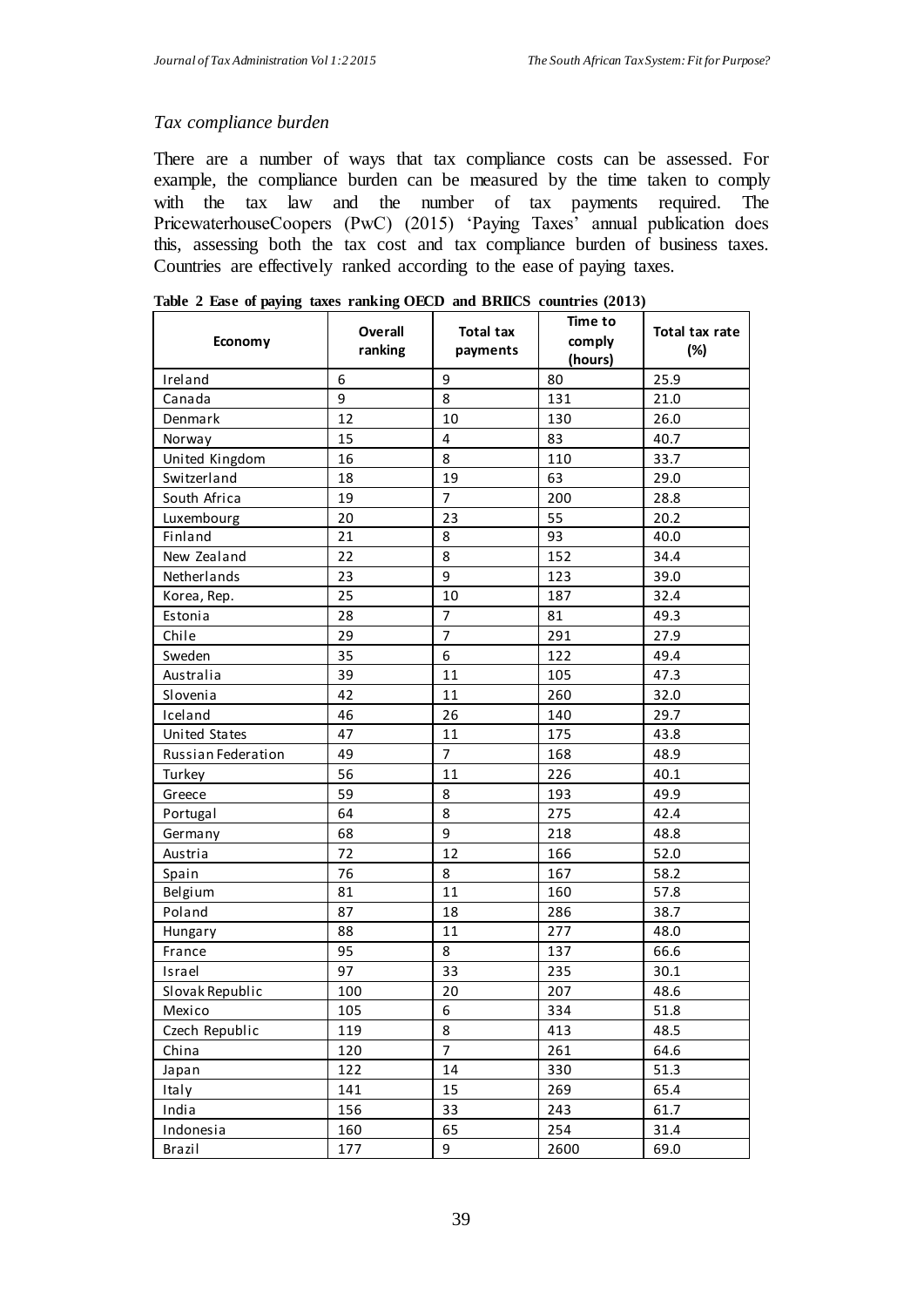*Tax compliance burden*

There are a number of ways that tax compliance costs can be assessed. For example, the compliance burden can be measured by the time taken to comply with the tax law and the number of tax payments required. The PricewaterhouseCoopers (PwC) (2015) 'Paying Taxes' annual publication does this, assessing both the tax cost and tax compliance burden of business taxes. Countries are effectively ranked according to the ease of paying taxes.

**Table 2 Ease of paying taxes ranking OECD and BRIICS countries (2013)**

| Economy | Overall ranking | Total tax payments | Time to comply (hours) | Total tax rate (%) |
|---|---|---|---|---|
| Ireland | 6 | 9 | 80 | 25.9 |
| Canada | 9 | 8 | 131 | 21.0 |
| Denmark | 12 | 10 | 130 | 26.0 |
| Norway | 15 | 4 | 83 | 40.7 |
| United Kingdom | 16 | 8 | 110 | 33.7 |
| Switzerland | 18 | 19 | 63 | 29.0 |
| South Africa | 19 | 7 | 200 | 28.8 |
| Luxembourg | 20 | 23 | 55 | 20.2 |
| Finland | 21 | 8 | 93 | 40.0 |
| New Zealand | 22 | 8 | 152 | 34.4 |
| Netherlands | 23 | 9 | 123 | 39.0 |
| Korea, Rep. | 25 | 10 | 187 | 32.4 |
| Estonia | 28 | 7 | 81 | 49.3 |
| Chile | 29 | 7 | 291 | 27.9 |
| Sweden | 35 | 6 | 122 | 49.4 |
| Australia | 39 | 11 | 105 | 47.3 |
| Slovenia | 42 | 11 | 260 | 32.0 |
| Iceland | 46 | 26 | 140 | 29.7 |
| United States | 47 | 11 | 175 | 43.8 |
| Russian Federation | 49 | 7 | 168 | 48.9 |
| Turkey | 56 | 11 | 226 | 40.1 |
| Greece | 59 | 8 | 193 | 49.9 |
| Portugal | 64 | 8 | 275 | 42.4 |
| Germany | 68 | 9 | 218 | 48.8 |
| Austria | 72 | 12 | 166 | 52.0 |
| Spain | 76 | 8 | 167 | 58.2 |
| Belgium | 81 | 11 | 160 | 57.8 |
| Poland | 87 | 18 | 286 | 38.7 |
| Hungary | 88 | 11 | 277 | 48.0 |
| France | 95 | 8 | 137 | 66.6 |
| Israel | 97 | 33 | 235 | 30.1 |
| Slovak Republic | 100 | 20 | 207 | 48.6 |
| Mexico | 105 | 6 | 334 | 51.8 |
| Czech Republic | 119 | 8 | 413 | 48.5 |
| China | 120 | 7 | 261 | 64.6 |
| Japan | 122 | 14 | 330 | 51.3 |
| Italy | 141 | 15 | 269 | 65.4 |
| India | 156 | 33 | 243 | 61.7 |
| Indonesia | 160 | 65 | 254 | 31.4 |
| Brazil | 177 | 9 | 2600 | 69.0 |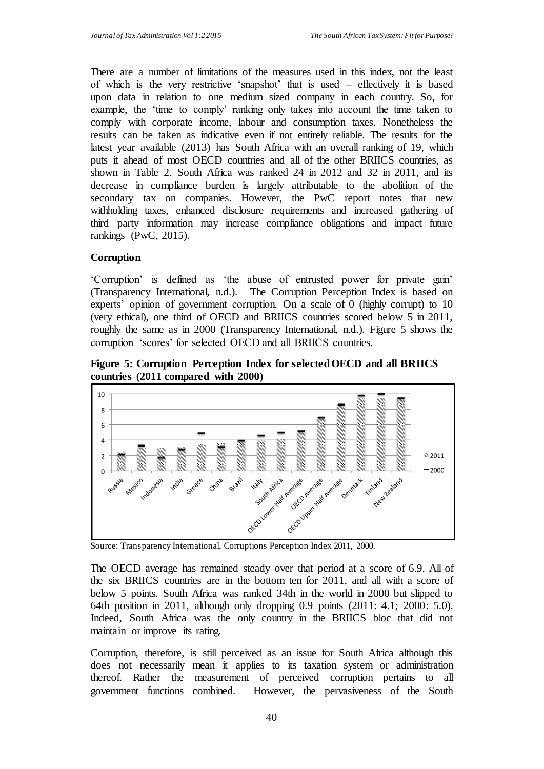There are a number of limitations of the measures used in this index, not the least of which is the very restrictive 'snapshot' that is used – effectively it is based upon data in relation to one medium sized company in each country. So, for example, the 'time to comply' ranking only takes into account the time taken to comply with corporate income, labour and consumption taxes. Nonetheless the results can be taken as indicative even if not entirely reliable. The results for the latest year available (2013) has South Africa with an overall ranking of 19, which puts it ahead of most OECD countries and all of the other BRIICS countries, as shown in Table 2. South Africa was ranked 24 in 2012 and 32 in 2011, and its decrease in compliance burden is largely attributable to the abolition of the secondary tax on companies. However, the PwC report notes that new withholding taxes, enhanced disclosure requirements and increased gathering of third party information may increase compliance obligations and impact future rankings (PwC, 2015).

**Corruption**

'Corruption' is defined as 'the abuse of entrusted power for private gain' (Transparency International, n.d.). The Corruption Perception Index is based on experts' opinion of government corruption. On a scale of 0 (highly corrupt) to 10 (very ethical), one third of OECD and BRIICS countries scored below 5 in 2011, roughly the same as in 2000 (Transparency International, n.d.). Figure 5 shows the corruption 'scores' for selected OECD and all BRIICS countries.

**Figure 5: Corruption Perception Index for selected OECD and all BRIICS countries (2011 compared with 2000)**

Source: Transparency International, Corruptions Perception Index 2011, 2000.

The OECD average has remained steady over that period at a score of 6.9. All of the six BRIICS countries are in the bottom ten for 2011, and all with a score of below 5 points. South Africa was ranked 34th in the world in 2000 but slipped to 64th position in 2011, although only dropping 0.9 points (2011: 4.1; 2000: 5.0). Indeed, South Africa was the only country in the BRIICS bloc that did not maintain or improve its rating.

Corruption, therefore, is still perceived as an issue for South Africa although this does not necessarily mean it applies to its taxation system or administration thereof. Rather the measurement of perceived corruption pertains to all government functions combined. However, the pervasiveness of the South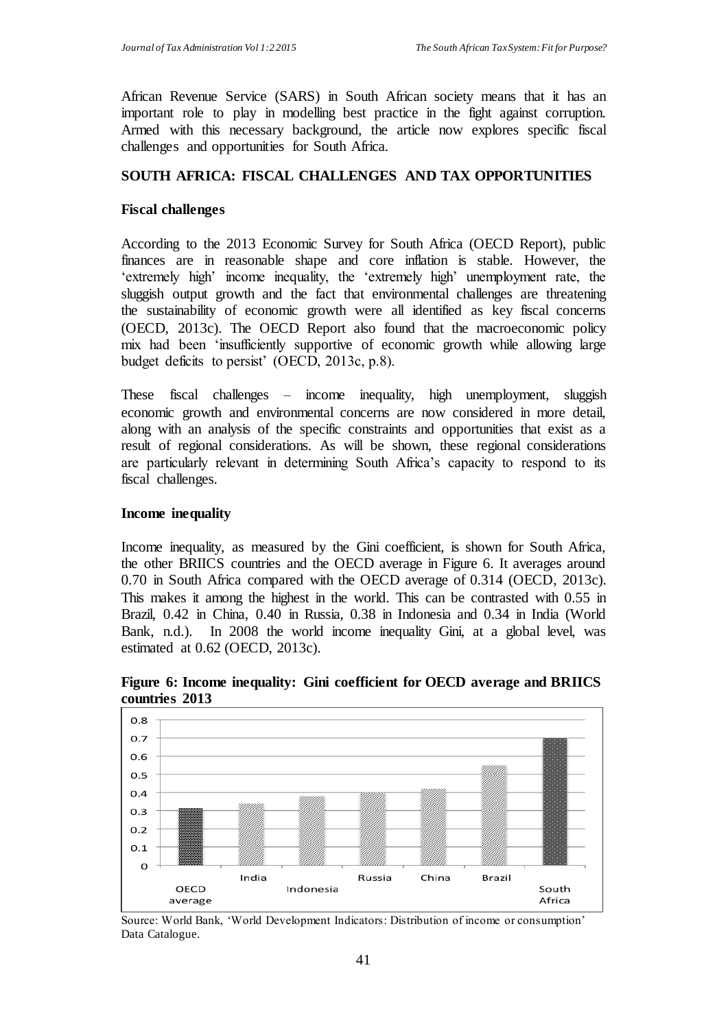African Revenue Service (SARS) in South African society means that it has an important role to play in modelling best practice in the fight against corruption. Armed with this necessary background, the article now explores specific fiscal challenges and opportunities for South Africa.

## SOUTH AFRICA: FISCAL CHALLENGES AND TAX OPPORTUNITIES

### Fiscal challenges

According to the 2013 Economic Survey for South Africa (OECD Report), public finances are in reasonable shape and core inflation is stable. However, the 'extremely high' income inequality, the 'extremely high' unemployment rate, the sluggish output growth and the fact that environmental challenges are threatening the sustainability of economic growth were all identified as key fiscal concerns (OECD, 2013c). The OECD Report also found that the macroeconomic policy mix had been 'insufficiently supportive of economic growth while allowing large budget deficits to persist' (OECD, 2013c, p.8).

These fiscal challenges – income inequality, high unemployment, sluggish economic growth and environmental concerns are now considered in more detail, along with an analysis of the specific constraints and opportunities that exist as a result of regional considerations. As will be shown, these regional considerations are particularly relevant in determining South Africa's capacity to respond to its fiscal challenges.

### Income inequality

Income inequality, as measured by the Gini coefficient, is shown for South Africa, the other BRIICS countries and the OECD average in Figure 6. It averages around 0.70 in South Africa compared with the OECD average of 0.314 (OECD, 2013c). This makes it among the highest in the world. This can be contrasted with 0.55 in Brazil, 0.42 in China, 0.40 in Russia, 0.38 in Indonesia and 0.34 in India (World Bank, n.d.). In 2008 the world income inequality Gini, at a global level, was estimated at 0.62 (OECD, 2013c).

**Figure 6: Income inequality: Gini coefficient for OECD average and BRIICS countries 2013**

| Country | Gini coefficient |
|---|---|
| OECD average | 0.314 |
| India | 0.34 |
| Indonesia | 0.38 |
| Russia | 0.40 |
| China | 0.42 |
| Brazil | 0.55 |
| South Africa | 0.70 |

Source: World Bank, 'World Development Indicators: Distribution of income or consumption' Data Catalogue.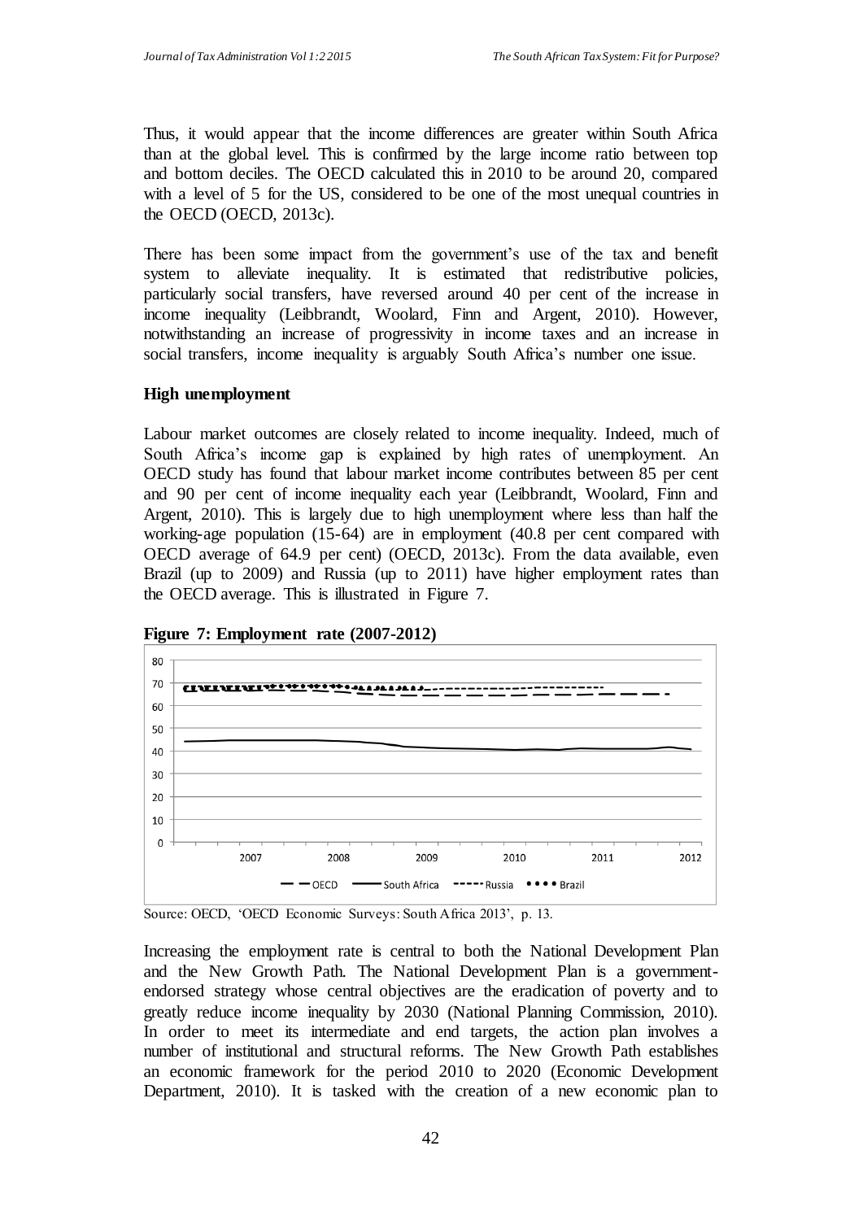Thus, it would appear that the income differences are greater within South Africa than at the global level. This is confirmed by the large income ratio between top and bottom deciles. The OECD calculated this in 2010 to be around 20, compared with a level of 5 for the US, considered to be one of the most unequal countries in the OECD (OECD, 2013c).

There has been some impact from the government's use of the tax and benefit system to alleviate inequality. It is estimated that redistributive policies, particularly social transfers, have reversed around 40 per cent of the increase in income inequality (Leibbrandt, Woolard, Finn and Argent, 2010). However, notwithstanding an increase of progressivity in income taxes and an increase in social transfers, income inequality is arguably South Africa's number one issue.

**High unemployment**

Labour market outcomes are closely related to income inequality. Indeed, much of South Africa's income gap is explained by high rates of unemployment. An OECD study has found that labour market income contributes between 85 per cent and 90 per cent of income inequality each year (Leibbrandt, Woolard, Finn and Argent, 2010). This is largely due to high unemployment where less than half the working-age population (15-64) are in employment (40.8 per cent compared with OECD average of 64.9 per cent) (OECD, 2013c). From the data available, even Brazil (up to 2009) and Russia (up to 2011) have higher employment rates than the OECD average. This is illustrated in Figure 7.

**Figure 7: Employment rate (2007-2012)**

Source: OECD, 'OECD Economic Surveys: South Africa 2013', p. 13.

Increasing the employment rate is central to both the National Development Plan and the New Growth Path. The National Development Plan is a government-endorsed strategy whose central objectives are the eradication of poverty and to greatly reduce income inequality by 2030 (National Planning Commission, 2010). In order to meet its intermediate and end targets, the action plan involves a number of institutional and structural reforms. The New Growth Path establishes an economic framework for the period 2010 to 2020 (Economic Development Department, 2010). It is tasked with the creation of a new economic plan to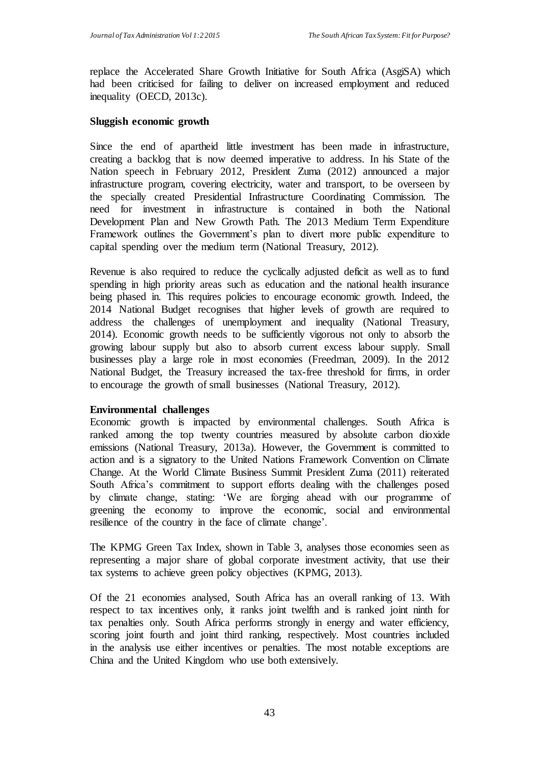replace the Accelerated Share Growth Initiative for South Africa (AsgiSA) which had been criticised for failing to deliver on increased employment and reduced inequality (OECD, 2013c).

**Sluggish economic growth**

Since the end of apartheid little investment has been made in infrastructure, creating a backlog that is now deemed imperative to address. In his State of the Nation speech in February 2012, President Zuma (2012) announced a major infrastructure program, covering electricity, water and transport, to be overseen by the specially created Presidential Infrastructure Coordinating Commission. The need for investment in infrastructure is contained in both the National Development Plan and New Growth Path. The 2013 Medium Term Expenditure Framework outlines the Government's plan to divert more public expenditure to capital spending over the medium term (National Treasury, 2012).

Revenue is also required to reduce the cyclically adjusted deficit as well as to fund spending in high priority areas such as education and the national health insurance being phased in. This requires policies to encourage economic growth. Indeed, the 2014 National Budget recognises that higher levels of growth are required to address the challenges of unemployment and inequality (National Treasury, 2014). Economic growth needs to be sufficiently vigorous not only to absorb the growing labour supply but also to absorb current excess labour supply. Small businesses play a large role in most economies (Freedman, 2009). In the 2012 National Budget, the Treasury increased the tax-free threshold for firms, in order to encourage the growth of small businesses (National Treasury, 2012).

**Environmental challenges**

Economic growth is impacted by environmental challenges. South Africa is ranked among the top twenty countries measured by absolute carbon dioxide emissions (National Treasury, 2013a). However, the Government is committed to action and is a signatory to the United Nations Framework Convention on Climate Change. At the World Climate Business Summit President Zuma (2011) reiterated South Africa's commitment to support efforts dealing with the challenges posed by climate change, stating: 'We are forging ahead with our programme of greening the economy to improve the economic, social and environmental resilience of the country in the face of climate change'.

The KPMG Green Tax Index, shown in Table 3, analyses those economies seen as representing a major share of global corporate investment activity, that use their tax systems to achieve green policy objectives (KPMG, 2013).

Of the 21 economies analysed, South Africa has an overall ranking of 13. With respect to tax incentives only, it ranks joint twelfth and is ranked joint ninth for tax penalties only. South Africa performs strongly in energy and water efficiency, scoring joint fourth and joint third ranking, respectively. Most countries included in the analysis use either incentives or penalties. The most notable exceptions are China and the United Kingdom who use both extensively.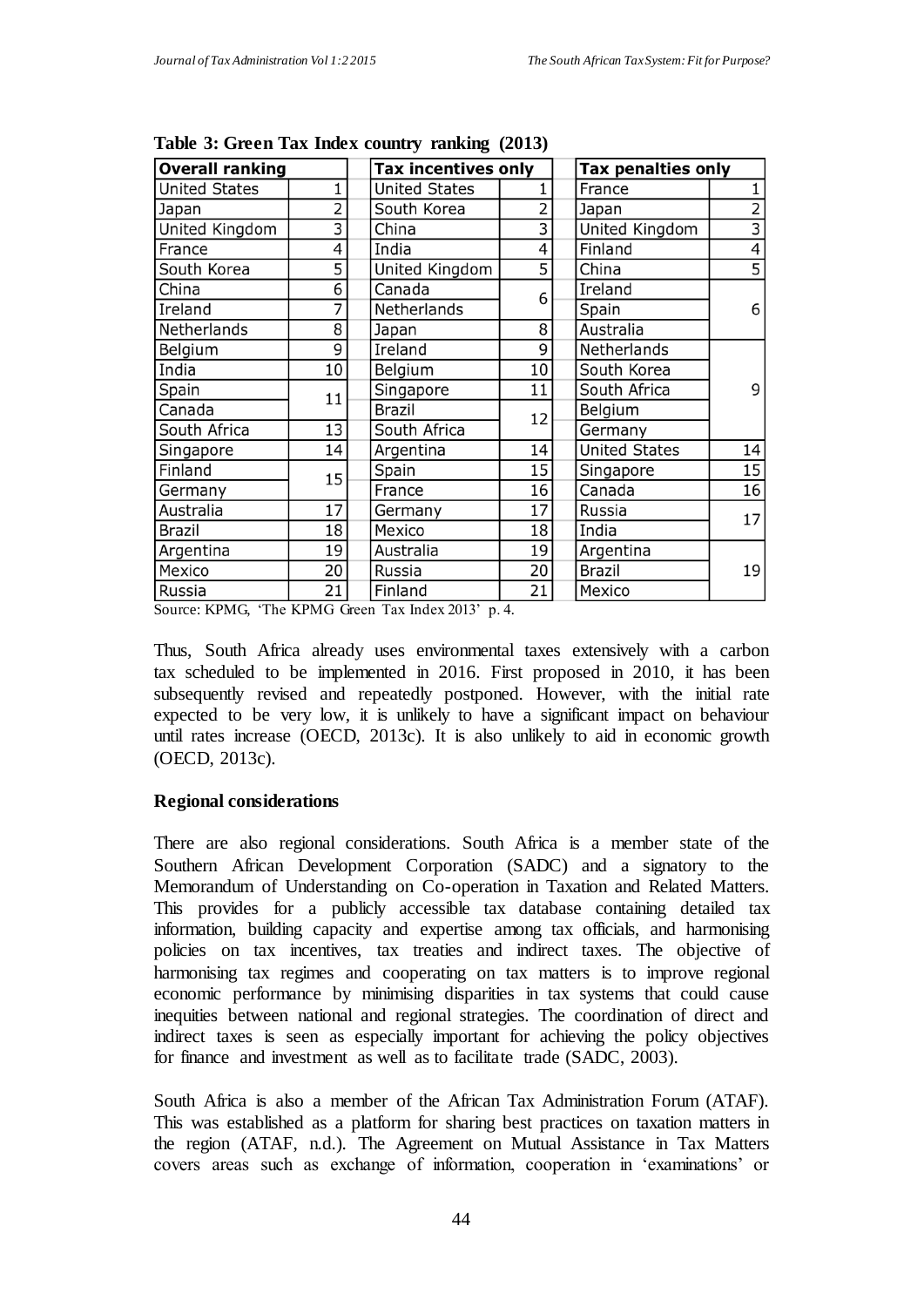**Table 3: Green Tax Index country ranking (2013)**

| Overall ranking | | Tax incentives only | | Tax penalties only | |
|---|---|---|---|---|---|
| United States | 1 | United States | 1 | France | 1 |
| Japan | 2 | South Korea | 2 | Japan | 2 |
| United Kingdom | 3 | China | 3 | United Kingdom | 3 |
| France | 4 | India | 4 | Finland | 4 |
| South Korea | 5 | United Kingdom | 5 | China | 5 |
| China | 6 | Canada | 6 | Ireland | 6 |
| Ireland | 7 | Netherlands | 6 | Spain | 6 |
| Netherlands | 8 | Japan | 8 | Australia | 6 |
| Belgium | 9 | Ireland | 9 | Netherlands | 9 |
| India | 10 | Belgium | 10 | South Korea | 9 |
| Spain | 11 | Singapore | 11 | South Africa | 9 |
| Canada | 11 | Brazil | 12 | Belgium | 9 |
| South Africa | 13 | South Africa | 12 | Germany | 9 |
| Singapore | 14 | Argentina | 14 | United States | 14 |
| Finland | 15 | Spain | 15 | Singapore | 15 |
| Germany | 15 | France | 16 | Canada | 16 |
| Australia | 17 | Germany | 17 | Russia | 17 |
| Brazil | 18 | Mexico | 18 | India | 17 |
| Argentina | 19 | Australia | 19 | Argentina | 19 |
| Mexico | 20 | Russia | 20 | Brazil | 19 |
| Russia | 21 | Finland | 21 | Mexico | 19 |

Source: KPMG, 'The KPMG Green Tax Index 2013' p. 4.

Thus, South Africa already uses environmental taxes extensively with a carbon tax scheduled to be implemented in 2016. First proposed in 2010, it has been subsequently revised and repeatedly postponed. However, with the initial rate expected to be very low, it is unlikely to have a significant impact on behaviour until rates increase (OECD, 2013c). It is also unlikely to aid in economic growth (OECD, 2013c).

**Regional considerations**

There are also regional considerations. South Africa is a member state of the Southern African Development Corporation (SADC) and a signatory to the Memorandum of Understanding on Co-operation in Taxation and Related Matters. This provides for a publicly accessible tax database containing detailed tax information, building capacity and expertise among tax officials, and harmonising policies on tax incentives, tax treaties and indirect taxes. The objective of harmonising tax regimes and cooperating on tax matters is to improve regional economic performance by minimising disparities in tax systems that could cause inequities between national and regional strategies. The coordination of direct and indirect taxes is seen as especially important for achieving the policy objectives for finance and investment as well as to facilitate trade (SADC, 2003).

South Africa is also a member of the African Tax Administration Forum (ATAF). This was established as a platform for sharing best practices on taxation matters in the region (ATAF, n.d.). The Agreement on Mutual Assistance in Tax Matters covers areas such as exchange of information, cooperation in 'examinations' or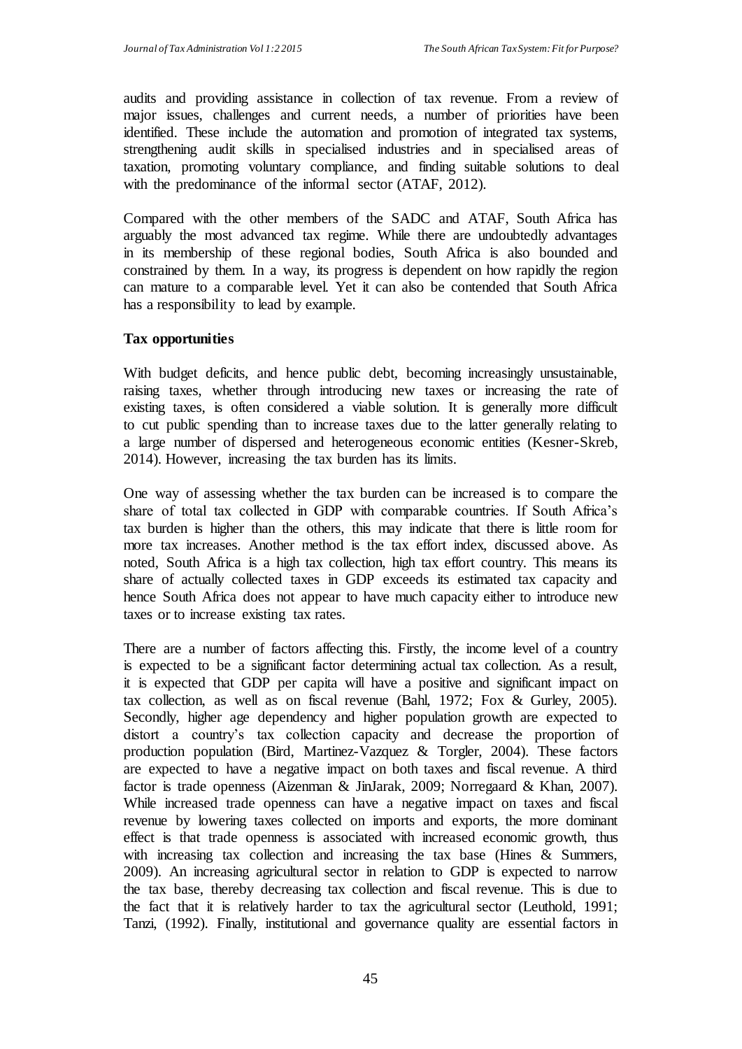audits and providing assistance in collection of tax revenue. From a review of major issues, challenges and current needs, a number of priorities have been identified. These include the automation and promotion of integrated tax systems, strengthening audit skills in specialised industries and in specialised areas of taxation, promoting voluntary compliance, and finding suitable solutions to deal with the predominance of the informal sector (ATAF, 2012).

Compared with the other members of the SADC and ATAF, South Africa has arguably the most advanced tax regime. While there are undoubtedly advantages in its membership of these regional bodies, South Africa is also bounded and constrained by them. In a way, its progress is dependent on how rapidly the region can mature to a comparable level. Yet it can also be contended that South Africa has a responsibility to lead by example.

**Tax opportunities**

With budget deficits, and hence public debt, becoming increasingly unsustainable, raising taxes, whether through introducing new taxes or increasing the rate of existing taxes, is often considered a viable solution. It is generally more difficult to cut public spending than to increase taxes due to the latter generally relating to a large number of dispersed and heterogeneous economic entities (Kesner-Skreb, 2014). However, increasing the tax burden has its limits.

One way of assessing whether the tax burden can be increased is to compare the share of total tax collected in GDP with comparable countries. If South Africa's tax burden is higher than the others, this may indicate that there is little room for more tax increases. Another method is the tax effort index, discussed above. As noted, South Africa is a high tax collection, high tax effort country. This means its share of actually collected taxes in GDP exceeds its estimated tax capacity and hence South Africa does not appear to have much capacity either to introduce new taxes or to increase existing tax rates.

There are a number of factors affecting this. Firstly, the income level of a country is expected to be a significant factor determining actual tax collection. As a result, it is expected that GDP per capita will have a positive and significant impact on tax collection, as well as on fiscal revenue (Bahl, 1972; Fox & Gurley, 2005). Secondly, higher age dependency and higher population growth are expected to distort a country's tax collection capacity and decrease the proportion of production population (Bird, Martinez-Vazquez & Torgler, 2004). These factors are expected to have a negative impact on both taxes and fiscal revenue. A third factor is trade openness (Aizenman & JinJarak, 2009; Norregaard & Khan, 2007). While increased trade openness can have a negative impact on taxes and fiscal revenue by lowering taxes collected on imports and exports, the more dominant effect is that trade openness is associated with increased economic growth, thus with increasing tax collection and increasing the tax base (Hines & Summers, 2009). An increasing agricultural sector in relation to GDP is expected to narrow the tax base, thereby decreasing tax collection and fiscal revenue. This is due to the fact that it is relatively harder to tax the agricultural sector (Leuthold, 1991; Tanzi, (1992). Finally, institutional and governance quality are essential factors in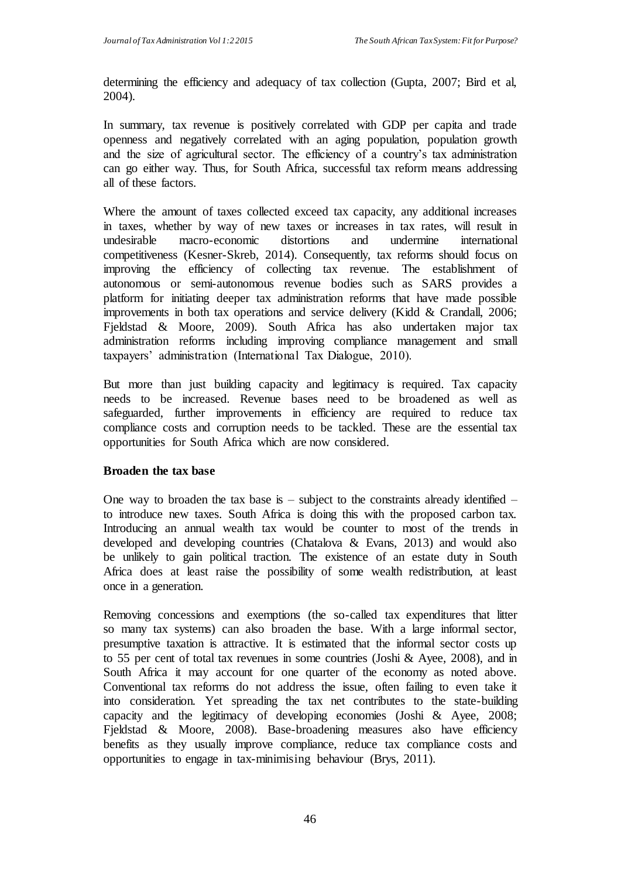determining the efficiency and adequacy of tax collection (Gupta, 2007; Bird et al, 2004).

In summary, tax revenue is positively correlated with GDP per capita and trade openness and negatively correlated with an aging population, population growth and the size of agricultural sector. The efficiency of a country's tax administration can go either way. Thus, for South Africa, successful tax reform means addressing all of these factors.

Where the amount of taxes collected exceed tax capacity, any additional increases in taxes, whether by way of new taxes or increases in tax rates, will result in undesirable macro-economic distortions and undermine international competitiveness (Kesner-Skreb, 2014). Consequently, tax reforms should focus on improving the efficiency of collecting tax revenue. The establishment of autonomous or semi-autonomous revenue bodies such as SARS provides a platform for initiating deeper tax administration reforms that have made possible improvements in both tax operations and service delivery (Kidd & Crandall, 2006; Fjeldstad & Moore, 2009). South Africa has also undertaken major tax administration reforms including improving compliance management and small taxpayers' administration (International Tax Dialogue, 2010).

But more than just building capacity and legitimacy is required. Tax capacity needs to be increased. Revenue bases need to be broadened as well as safeguarded, further improvements in efficiency are required to reduce tax compliance costs and corruption needs to be tackled. These are the essential tax opportunities for South Africa which are now considered.

**Broaden the tax base**

One way to broaden the tax base is – subject to the constraints already identified – to introduce new taxes. South Africa is doing this with the proposed carbon tax. Introducing an annual wealth tax would be counter to most of the trends in developed and developing countries (Chatalova & Evans, 2013) and would also be unlikely to gain political traction. The existence of an estate duty in South Africa does at least raise the possibility of some wealth redistribution, at least once in a generation.

Removing concessions and exemptions (the so-called tax expenditures that litter so many tax systems) can also broaden the base. With a large informal sector, presumptive taxation is attractive. It is estimated that the informal sector costs up to 55 per cent of total tax revenues in some countries (Joshi & Ayee, 2008), and in South Africa it may account for one quarter of the economy as noted above. Conventional tax reforms do not address the issue, often failing to even take it into consideration. Yet spreading the tax net contributes to the state-building capacity and the legitimacy of developing economies (Joshi & Ayee, 2008; Fjeldstad & Moore, 2008). Base-broadening measures also have efficiency benefits as they usually improve compliance, reduce tax compliance costs and opportunities to engage in tax-minimising behaviour (Brys, 2011).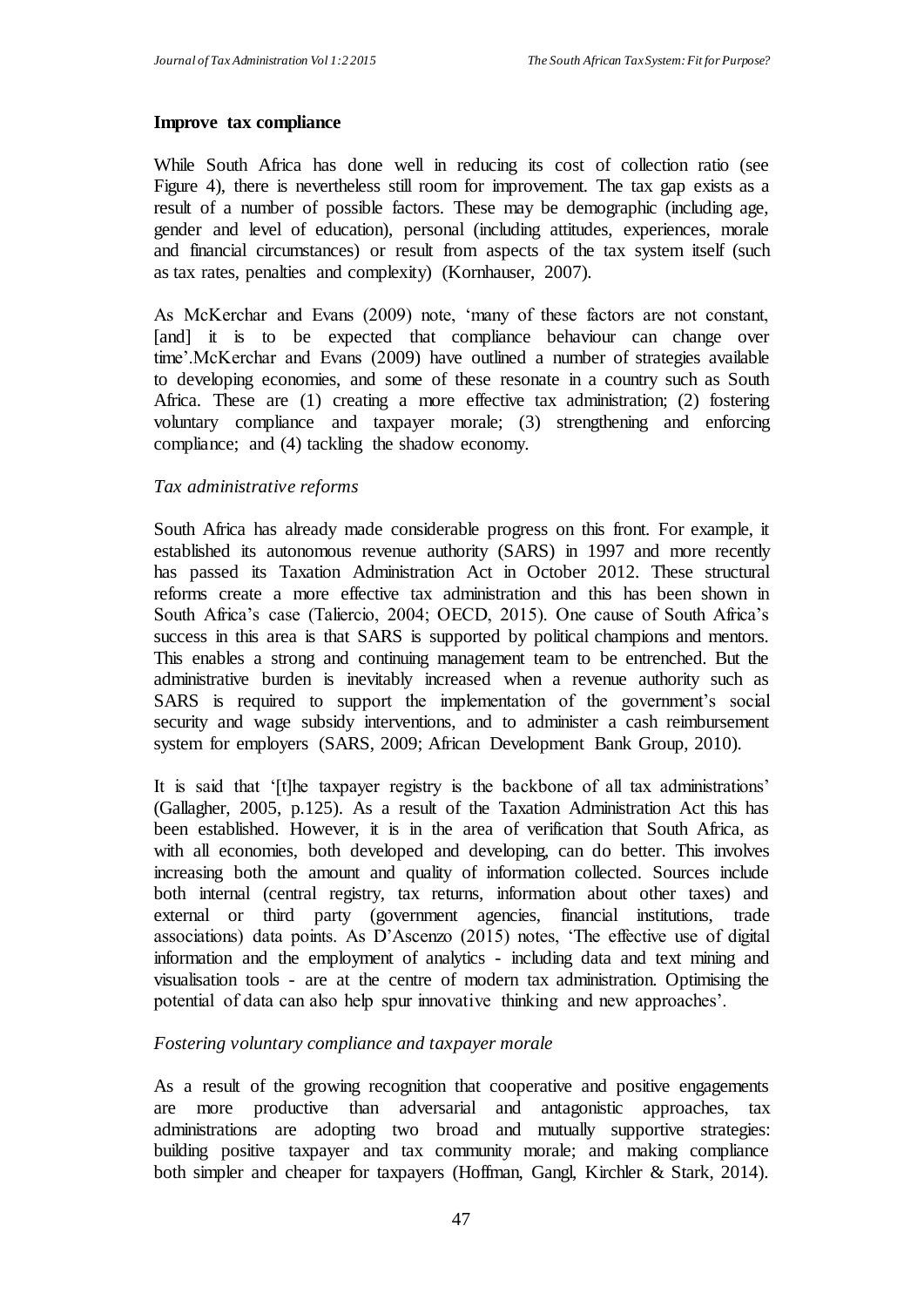**Improve tax compliance**

While South Africa has done well in reducing its cost of collection ratio (see Figure 4), there is nevertheless still room for improvement. The tax gap exists as a result of a number of possible factors. These may be demographic (including age, gender and level of education), personal (including attitudes, experiences, morale and financial circumstances) or result from aspects of the tax system itself (such as tax rates, penalties and complexity) (Kornhauser, 2007).

As McKerchar and Evans (2009) note, 'many of these factors are not constant, [and] it is to be expected that compliance behaviour can change over time'.McKerchar and Evans (2009) have outlined a number of strategies available to developing economies, and some of these resonate in a country such as South Africa. These are (1) creating a more effective tax administration; (2) fostering voluntary compliance and taxpayer morale; (3) strengthening and enforcing compliance; and (4) tackling the shadow economy.

*Tax administrative reforms*

South Africa has already made considerable progress on this front. For example, it established its autonomous revenue authority (SARS) in 1997 and more recently has passed its Taxation Administration Act in October 2012. These structural reforms create a more effective tax administration and this has been shown in South Africa's case (Taliercio, 2004; OECD, 2015). One cause of South Africa's success in this area is that SARS is supported by political champions and mentors. This enables a strong and continuing management team to be entrenched. But the administrative burden is inevitably increased when a revenue authority such as SARS is required to support the implementation of the government's social security and wage subsidy interventions, and to administer a cash reimbursement system for employers (SARS, 2009; African Development Bank Group, 2010).

It is said that '[t]he taxpayer registry is the backbone of all tax administrations' (Gallagher, 2005, p.125). As a result of the Taxation Administration Act this has been established. However, it is in the area of verification that South Africa, as with all economies, both developed and developing, can do better. This involves increasing both the amount and quality of information collected. Sources include both internal (central registry, tax returns, information about other taxes) and external or third party (government agencies, financial institutions, trade associations) data points. As D'Ascenzo (2015) notes, 'The effective use of digital information and the employment of analytics - including data and text mining and visualisation tools - are at the centre of modern tax administration. Optimising the potential of data can also help spur innovative thinking and new approaches'.

*Fostering voluntary compliance and taxpayer morale*

As a result of the growing recognition that cooperative and positive engagements are more productive than adversarial and antagonistic approaches, tax administrations are adopting two broad and mutually supportive strategies: building positive taxpayer and tax community morale; and making compliance both simpler and cheaper for taxpayers (Hoffman, Gangl, Kirchler & Stark, 2014).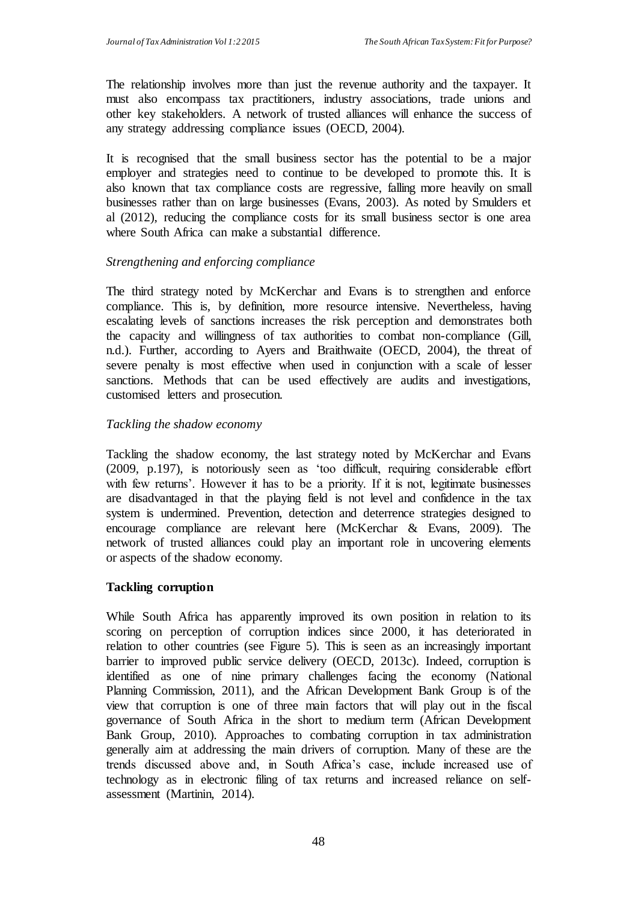The relationship involves more than just the revenue authority and the taxpayer. It must also encompass tax practitioners, industry associations, trade unions and other key stakeholders. A network of trusted alliances will enhance the success of any strategy addressing compliance issues (OECD, 2004).

It is recognised that the small business sector has the potential to be a major employer and strategies need to continue to be developed to promote this. It is also known that tax compliance costs are regressive, falling more heavily on small businesses rather than on large businesses (Evans, 2003). As noted by Smulders et al (2012), reducing the compliance costs for its small business sector is one area where South Africa can make a substantial difference.

*Strengthening and enforcing compliance*

The third strategy noted by McKerchar and Evans is to strengthen and enforce compliance. This is, by definition, more resource intensive. Nevertheless, having escalating levels of sanctions increases the risk perception and demonstrates both the capacity and willingness of tax authorities to combat non-compliance (Gill, n.d.). Further, according to Ayers and Braithwaite (OECD, 2004), the threat of severe penalty is most effective when used in conjunction with a scale of lesser sanctions. Methods that can be used effectively are audits and investigations, customised letters and prosecution.

*Tackling the shadow economy*

Tackling the shadow economy, the last strategy noted by McKerchar and Evans (2009, p.197), is notoriously seen as 'too difficult, requiring considerable effort with few returns'. However it has to be a priority. If it is not, legitimate businesses are disadvantaged in that the playing field is not level and confidence in the tax system is undermined. Prevention, detection and deterrence strategies designed to encourage compliance are relevant here (McKerchar & Evans, 2009). The network of trusted alliances could play an important role in uncovering elements or aspects of the shadow economy.

**Tackling corruption**

While South Africa has apparently improved its own position in relation to its scoring on perception of corruption indices since 2000, it has deteriorated in relation to other countries (see Figure 5). This is seen as an increasingly important barrier to improved public service delivery (OECD, 2013c). Indeed, corruption is identified as one of nine primary challenges facing the economy (National Planning Commission, 2011), and the African Development Bank Group is of the view that corruption is one of three main factors that will play out in the fiscal governance of South Africa in the short to medium term (African Development Bank Group, 2010). Approaches to combating corruption in tax administration generally aim at addressing the main drivers of corruption. Many of these are the trends discussed above and, in South Africa's case, include increased use of technology as in electronic filing of tax returns and increased reliance on self-assessment (Martinin, 2014).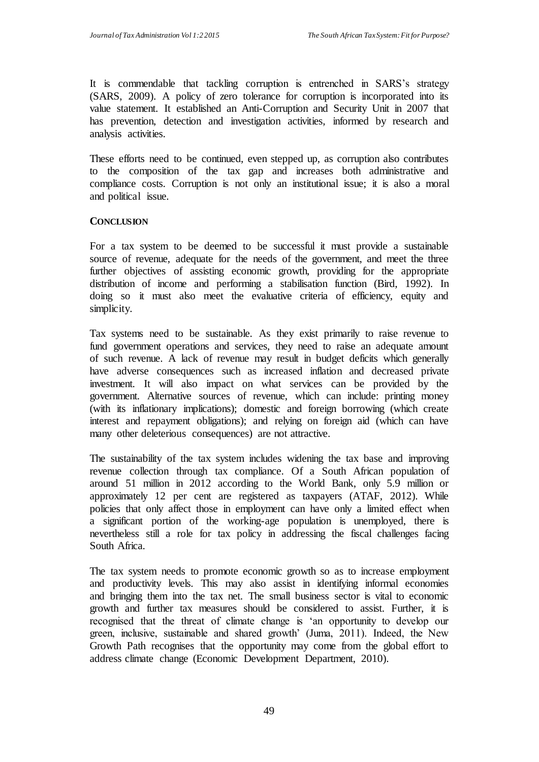It is commendable that tackling corruption is entrenched in SARS's strategy (SARS, 2009). A policy of zero tolerance for corruption is incorporated into its value statement. It established an Anti-Corruption and Security Unit in 2007 that has prevention, detection and investigation activities, informed by research and analysis activities.

These efforts need to be continued, even stepped up, as corruption also contributes to the composition of the tax gap and increases both administrative and compliance costs. Corruption is not only an institutional issue; it is also a moral and political issue.

## CONCLUSION

For a tax system to be deemed to be successful it must provide a sustainable source of revenue, adequate for the needs of the government, and meet the three further objectives of assisting economic growth, providing for the appropriate distribution of income and performing a stabilisation function (Bird, 1992). In doing so it must also meet the evaluative criteria of efficiency, equity and simplicity.

Tax systems need to be sustainable. As they exist primarily to raise revenue to fund government operations and services, they need to raise an adequate amount of such revenue. A lack of revenue may result in budget deficits which generally have adverse consequences such as increased inflation and decreased private investment. It will also impact on what services can be provided by the government. Alternative sources of revenue, which can include: printing money (with its inflationary implications); domestic and foreign borrowing (which create interest and repayment obligations); and relying on foreign aid (which can have many other deleterious consequences) are not attractive.

The sustainability of the tax system includes widening the tax base and improving revenue collection through tax compliance. Of a South African population of around 51 million in 2012 according to the World Bank, only 5.9 million or approximately 12 per cent are registered as taxpayers (ATAF, 2012). While policies that only affect those in employment can have only a limited effect when a significant portion of the working-age population is unemployed, there is nevertheless still a role for tax policy in addressing the fiscal challenges facing South Africa.

The tax system needs to promote economic growth so as to increase employment and productivity levels. This may also assist in identifying informal economies and bringing them into the tax net. The small business sector is vital to economic growth and further tax measures should be considered to assist. Further, it is recognised that the threat of climate change is 'an opportunity to develop our green, inclusive, sustainable and shared growth' (Juma, 2011). Indeed, the New Growth Path recognises that the opportunity may come from the global effort to address climate change (Economic Development Department, 2010).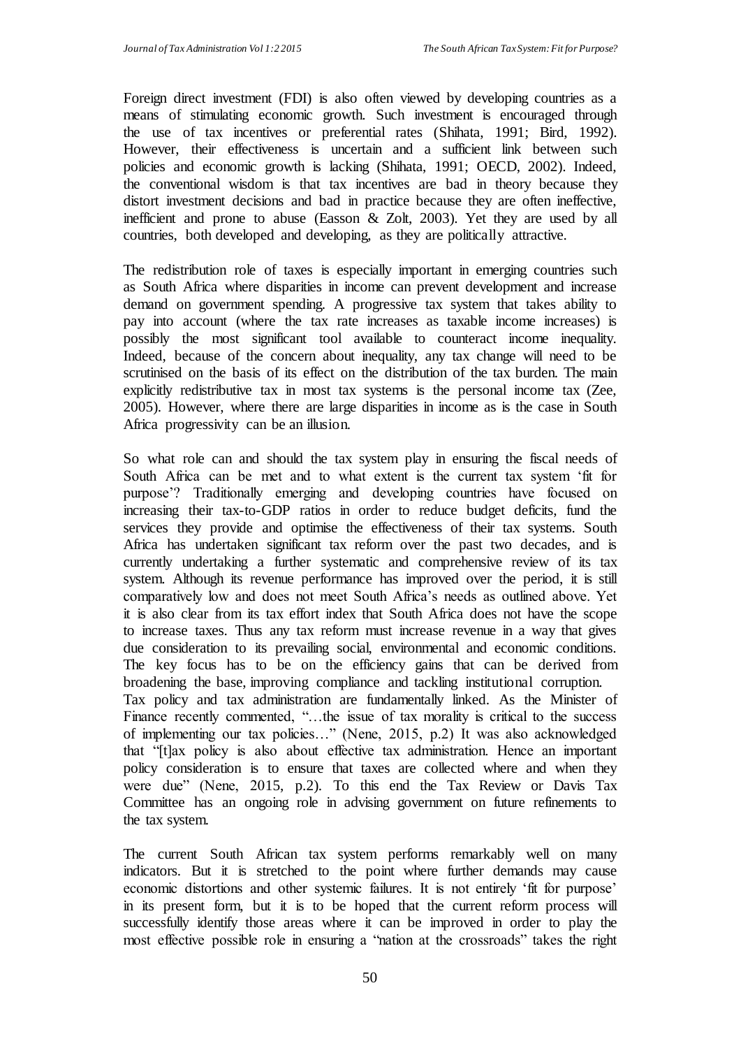Foreign direct investment (FDI) is also often viewed by developing countries as a means of stimulating economic growth. Such investment is encouraged through the use of tax incentives or preferential rates (Shihata, 1991; Bird, 1992). However, their effectiveness is uncertain and a sufficient link between such policies and economic growth is lacking (Shihata, 1991; OECD, 2002). Indeed, the conventional wisdom is that tax incentives are bad in theory because they distort investment decisions and bad in practice because they are often ineffective, inefficient and prone to abuse (Easson & Zolt, 2003). Yet they are used by all countries, both developed and developing, as they are politically attractive.

The redistribution role of taxes is especially important in emerging countries such as South Africa where disparities in income can prevent development and increase demand on government spending. A progressive tax system that takes ability to pay into account (where the tax rate increases as taxable income increases) is possibly the most significant tool available to counteract income inequality. Indeed, because of the concern about inequality, any tax change will need to be scrutinised on the basis of its effect on the distribution of the tax burden. The main explicitly redistributive tax in most tax systems is the personal income tax (Zee, 2005). However, where there are large disparities in income as is the case in South Africa progressivity can be an illusion.

So what role can and should the tax system play in ensuring the fiscal needs of South Africa can be met and to what extent is the current tax system 'fit for purpose'? Traditionally emerging and developing countries have focused on increasing their tax-to-GDP ratios in order to reduce budget deficits, fund the services they provide and optimise the effectiveness of their tax systems. South Africa has undertaken significant tax reform over the past two decades, and is currently undertaking a further systematic and comprehensive review of its tax system. Although its revenue performance has improved over the period, it is still comparatively low and does not meet South Africa's needs as outlined above. Yet it is also clear from its tax effort index that South Africa does not have the scope to increase taxes. Thus any tax reform must increase revenue in a way that gives due consideration to its prevailing social, environmental and economic conditions. The key focus has to be on the efficiency gains that can be derived from broadening the base, improving compliance and tackling institutional corruption. Tax policy and tax administration are fundamentally linked. As the Minister of Finance recently commented, "…the issue of tax morality is critical to the success of implementing our tax policies…" (Nene, 2015, p.2) It was also acknowledged that "[t]ax policy is also about effective tax administration. Hence an important policy consideration is to ensure that taxes are collected where and when they were due" (Nene, 2015, p.2). To this end the Tax Review or Davis Tax Committee has an ongoing role in advising government on future refinements to the tax system.

The current South African tax system performs remarkably well on many indicators. But it is stretched to the point where further demands may cause economic distortions and other systemic failures. It is not entirely 'fit for purpose' in its present form, but it is to be hoped that the current reform process will successfully identify those areas where it can be improved in order to play the most effective possible role in ensuring a "nation at the crossroads" takes the right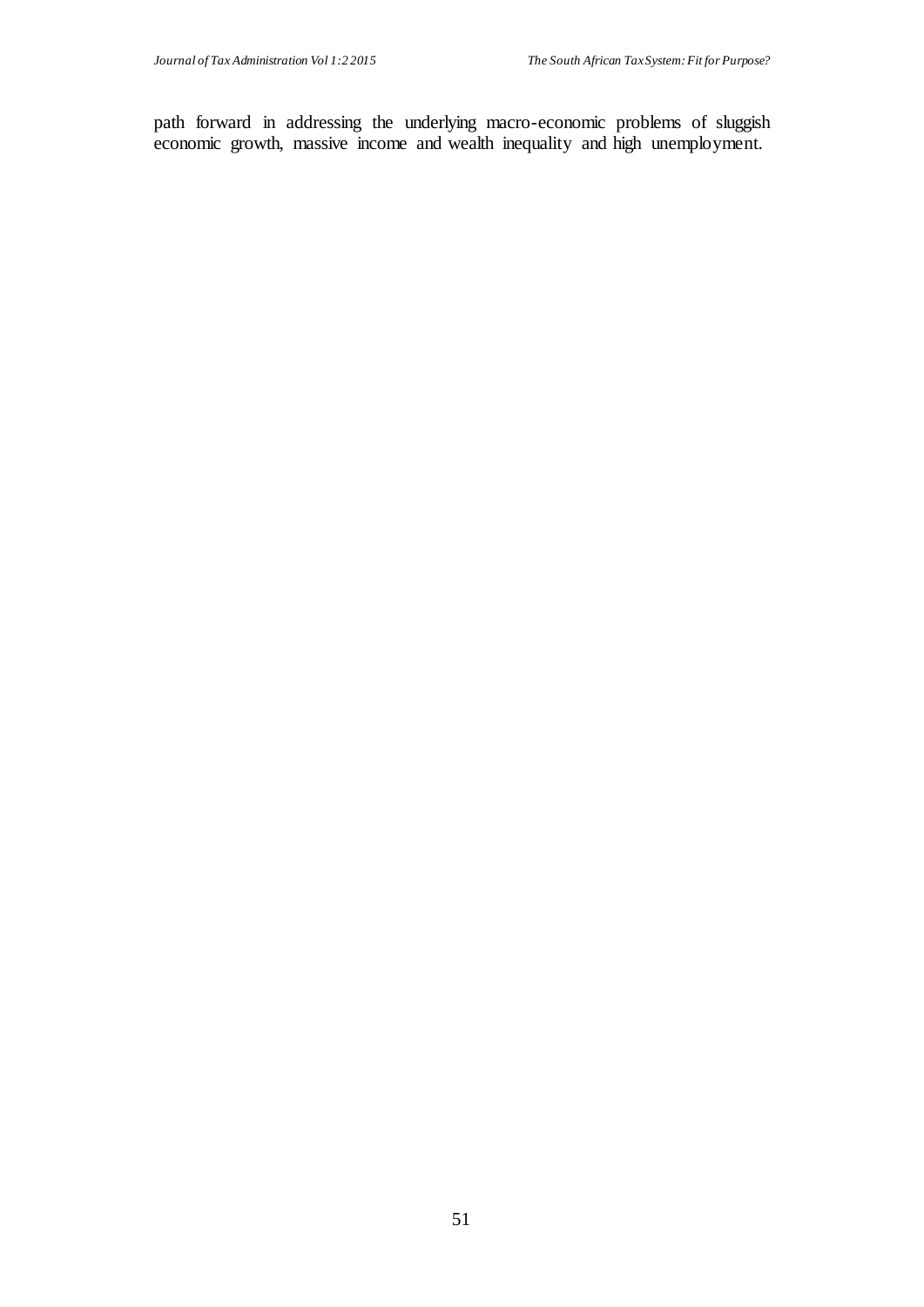path forward in addressing the underlying macro-economic problems of sluggish economic growth, massive income and wealth inequality and high unemployment.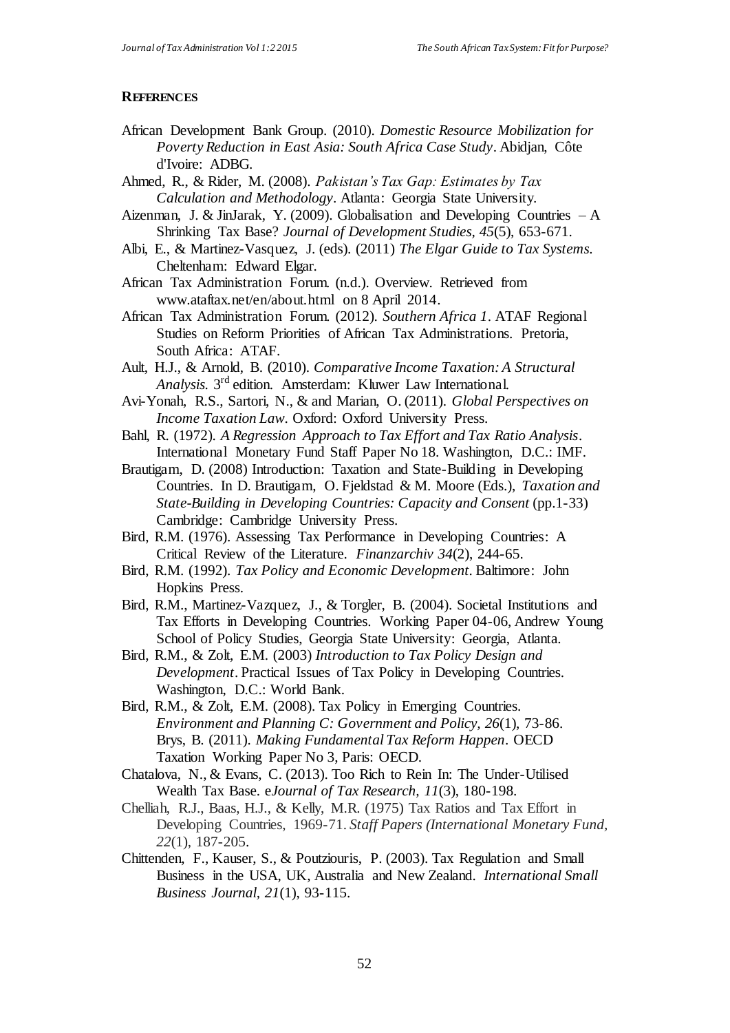## REFERENCES

African Development Bank Group. (2010). *Domestic Resource Mobilization for Poverty Reduction in East Asia: South Africa Case Study*. Abidjan, Côte d'Ivoire: ADBG.

Ahmed, R., & Rider, M. (2008). *Pakistan's Tax Gap: Estimates by Tax Calculation and Methodology*. Atlanta: Georgia State University.

Aizenman, J. & JinJarak, Y. (2009). Globalisation and Developing Countries – A Shrinking Tax Base? *Journal of Development Studies, 45*(5), 653-671.

Albi, E., & Martinez-Vasquez, J. (eds). (2011) *The Elgar Guide to Tax Systems*. Cheltenham: Edward Elgar.

African Tax Administration Forum. (n.d.). Overview. Retrieved from www.ataftax.net/en/about.html on 8 April 2014.

African Tax Administration Forum. (2012). *Southern Africa 1*. ATAF Regional Studies on Reform Priorities of African Tax Administrations. Pretoria, South Africa: ATAF.

Ault, H.J., & Arnold, B. (2010). *Comparative Income Taxation: A Structural Analysis.* 3rd edition. Amsterdam: Kluwer Law International.

Avi-Yonah, R.S., Sartori, N., & and Marian, O. (2011). *Global Perspectives on Income Taxation Law*. Oxford: Oxford University Press.

Bahl, R. (1972). *A Regression Approach to Tax Effort and Tax Ratio Analysis*. International Monetary Fund Staff Paper No 18. Washington, D.C.: IMF.

Brautigam, D. (2008) Introduction: Taxation and State-Building in Developing Countries. In D. Brautigam, O. Fjeldstad & M. Moore (Eds.), *Taxation and State-Building in Developing Countries: Capacity and Consent* (pp.1-33) Cambridge: Cambridge University Press.

Bird, R.M. (1976). Assessing Tax Performance in Developing Countries: A Critical Review of the Literature. *Finanzarchiv 34*(2), 244-65.

Bird, R.M. (1992). *Tax Policy and Economic Development*. Baltimore: John Hopkins Press.

Bird, R.M., Martinez-Vazquez, J., & Torgler, B. (2004). Societal Institutions and Tax Efforts in Developing Countries. Working Paper 04-06, Andrew Young School of Policy Studies, Georgia State University: Georgia, Atlanta.

Bird, R.M., & Zolt, E.M. (2003) *Introduction to Tax Policy Design and Development*. Practical Issues of Tax Policy in Developing Countries. Washington, D.C.: World Bank.

Bird, R.M., & Zolt, E.M. (2008). Tax Policy in Emerging Countries. *Environment and Planning C: Government and Policy, 26*(1), 73-86. Brys, B. (2011). *Making Fundamental Tax Reform Happen*. OECD Taxation Working Paper No 3, Paris: OECD.

Chatalova, N., & Evans, C. (2013). Too Rich to Rein In: The Under-Utilised Wealth Tax Base. e*Journal of Tax Research, 11*(3), 180-198.

Chelliah, R.J., Baas, H.J., & Kelly, M.R. (1975) Tax Ratios and Tax Effort in Developing Countries, 1969-71. *Staff Papers (International Monetary Fund, 22*(1), 187-205.

Chittenden, F., Kauser, S., & Poutziouris, P. (2003). Tax Regulation and Small Business in the USA, UK, Australia and New Zealand. *International Small Business Journal, 21*(1), 93-115.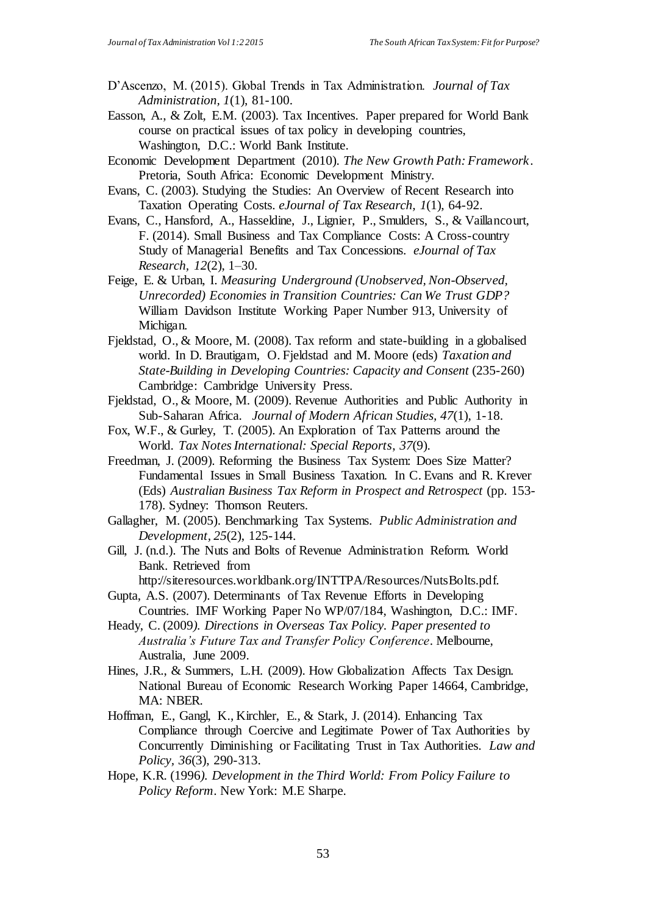D'Ascenzo, M. (2015). Global Trends in Tax Administration. *Journal of Tax Administration, 1*(1), 81-100.

Easson, A., & Zolt, E.M. (2003). Tax Incentives. Paper prepared for World Bank course on practical issues of tax policy in developing countries, Washington, D.C.: World Bank Institute.

Economic Development Department (2010). *The New Growth Path: Framework*. Pretoria, South Africa: Economic Development Ministry.

Evans, C. (2003). Studying the Studies: An Overview of Recent Research into Taxation Operating Costs. *eJournal of Tax Research, 1*(1), 64-92.

Evans, C., Hansford, A., Hasseldine, J., Lignier, P., Smulders, S., & Vaillancourt, F. (2014). Small Business and Tax Compliance Costs: A Cross-country Study of Managerial Benefits and Tax Concessions. *eJournal of Tax Research, 12*(2), 1–30.

Feige, E. & Urban, I. *Measuring Underground (Unobserved, Non-Observed, Unrecorded) Economies in Transition Countries: Can We Trust GDP?* William Davidson Institute Working Paper Number 913, University of Michigan.

Fjeldstad, O., & Moore, M. (2008). Tax reform and state-building in a globalised world. In D. Brautigam, O. Fjeldstad and M. Moore (eds) *Taxation and State-Building in Developing Countries: Capacity and Consent* (235-260) Cambridge: Cambridge University Press.

Fjeldstad, O., & Moore, M. (2009). Revenue Authorities and Public Authority in Sub-Saharan Africa. *Journal of Modern African Studies, 47*(1), 1-18.

Fox, W.F., & Gurley, T. (2005). An Exploration of Tax Patterns around the World. *Tax Notes International: Special Reports, 37*(9).

Freedman, J. (2009). Reforming the Business Tax System: Does Size Matter? Fundamental Issues in Small Business Taxation. In C. Evans and R. Krever (Eds) *Australian Business Tax Reform in Prospect and Retrospect* (pp. 153-178). Sydney: Thomson Reuters.

Gallagher, M. (2005). Benchmarking Tax Systems. *Public Administration and Development, 25*(2), 125-144.

Gill, J. (n.d.). The Nuts and Bolts of Revenue Administration Reform. World Bank. Retrieved from http://siteresources.worldbank.org/INTTPA/Resources/NutsBolts.pdf.

Gupta, A.S. (2007). Determinants of Tax Revenue Efforts in Developing Countries. IMF Working Paper No WP/07/184, Washington, D.C.: IMF.

Heady, C. (2009*). Directions in Overseas Tax Policy. Paper presented to Australia's Future Tax and Transfer Policy Conference*. Melbourne, Australia, June 2009.

Hines, J.R., & Summers, L.H. (2009). How Globalization Affects Tax Design. National Bureau of Economic Research Working Paper 14664, Cambridge, MA: NBER.

Hoffman, E., Gangl, K., Kirchler, E., & Stark, J. (2014). Enhancing Tax Compliance through Coercive and Legitimate Power of Tax Authorities by Concurrently Diminishing or Facilitating Trust in Tax Authorities. *Law and Policy, 36*(3), 290-313.

Hope, K.R. (1996*). Development in the Third World: From Policy Failure to Policy Reform*. New York: M.E Sharpe.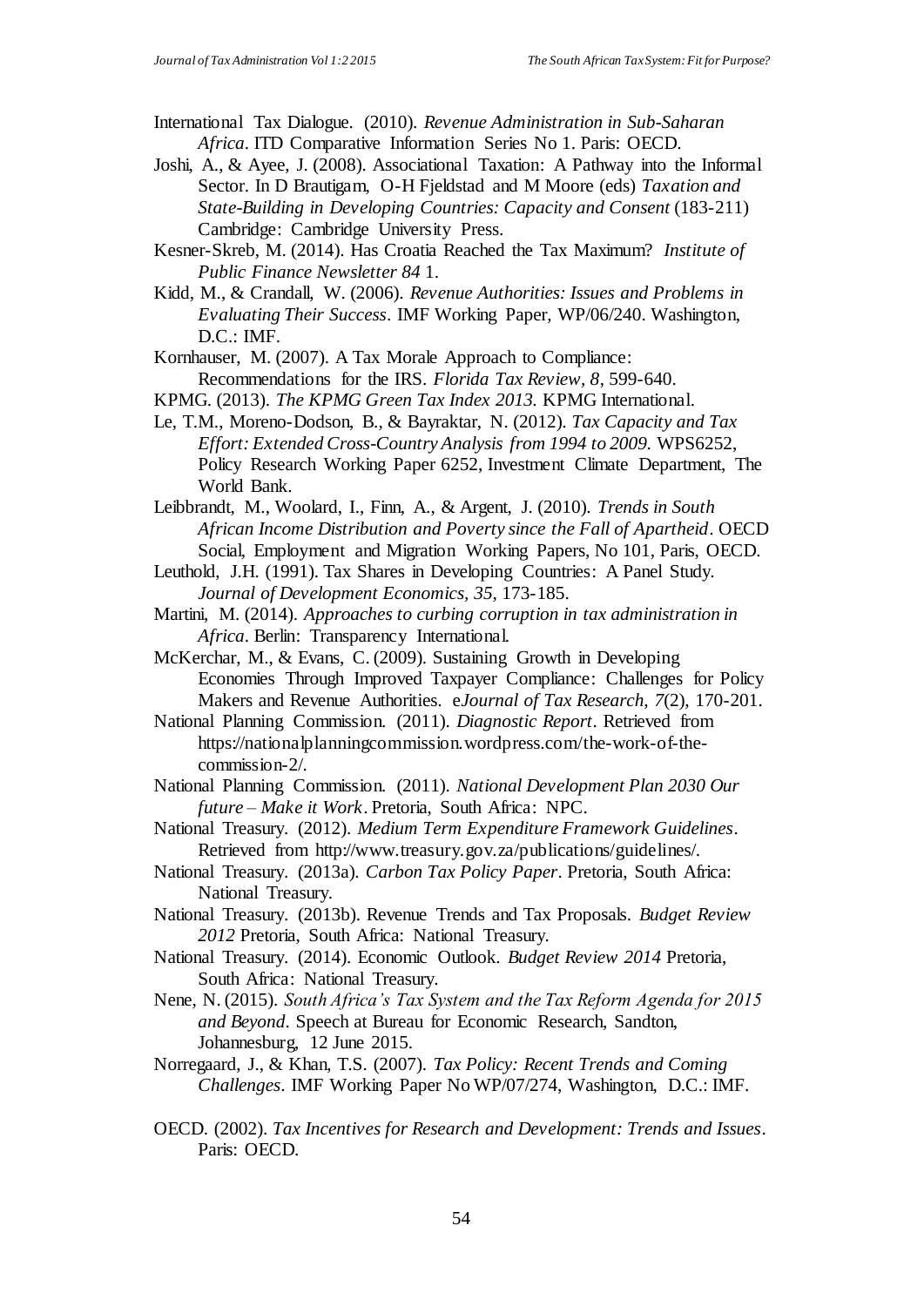International Tax Dialogue. (2010). *Revenue Administration in Sub-Saharan Africa*. ITD Comparative Information Series No 1. Paris: OECD.

Joshi, A., & Ayee, J. (2008). Associational Taxation: A Pathway into the Informal Sector. In D Brautigam, O-H Fjeldstad and M Moore (eds) *Taxation and State-Building in Developing Countries: Capacity and Consent* (183-211) Cambridge: Cambridge University Press.

Kesner-Skreb, M. (2014). Has Croatia Reached the Tax Maximum? *Institute of Public Finance Newsletter 84* 1.

Kidd, M., & Crandall, W. (2006). *Revenue Authorities: Issues and Problems in Evaluating Their Success*. IMF Working Paper, WP/06/240. Washington, D.C.: IMF.

Kornhauser, M. (2007). A Tax Morale Approach to Compliance: Recommendations for the IRS. *Florida Tax Review, 8*, 599-640.

KPMG. (2013). *The KPMG Green Tax Index 2013.* KPMG International.

Le, T.M., Moreno-Dodson, B., & Bayraktar, N. (2012). *Tax Capacity and Tax Effort: Extended Cross-Country Analysis from 1994 to 2009.* WPS6252, Policy Research Working Paper 6252, Investment Climate Department, The World Bank.

Leibbrandt, M., Woolard, I., Finn, A., & Argent, J. (2010). *Trends in South African Income Distribution and Poverty since the Fall of Apartheid*. OECD Social, Employment and Migration Working Papers, No 101, Paris, OECD.

Leuthold, J.H. (1991). Tax Shares in Developing Countries: A Panel Study. *Journal of Development Economics, 35*, 173-185.

Martini, M. (2014). *Approaches to curbing corruption in tax administration in Africa*. Berlin: Transparency International.

McKerchar, M., & Evans, C. (2009). Sustaining Growth in Developing Economies Through Improved Taxpayer Compliance: Challenges for Policy Makers and Revenue Authorities. e*Journal of Tax Research, 7*(2), 170-201.

National Planning Commission. (2011). *Diagnostic Report*. Retrieved from https://nationalplanningcommission.wordpress.com/the-work-of-the-commission-2/.

National Planning Commission. (2011). *National Development Plan 2030 Our future – Make it Work*. Pretoria, South Africa: NPC.

National Treasury. (2012). *Medium Term Expenditure Framework Guidelines*. Retrieved from http://www.treasury.gov.za/publications/guidelines/.

National Treasury. (2013a). *Carbon Tax Policy Paper*. Pretoria, South Africa: National Treasury.

National Treasury. (2013b). Revenue Trends and Tax Proposals. *Budget Review 2012* Pretoria, South Africa: National Treasury.

National Treasury. (2014). Economic Outlook. *Budget Review 2014* Pretoria, South Africa: National Treasury.

Nene, N. (2015). *South Africa's Tax System and the Tax Reform Agenda for 2015 and Beyond*. Speech at Bureau for Economic Research, Sandton, Johannesburg, 12 June 2015.

Norregaard, J., & Khan, T.S. (2007). *Tax Policy: Recent Trends and Coming Challenges*. IMF Working Paper No WP/07/274, Washington, D.C.: IMF.

OECD. (2002). *Tax Incentives for Research and Development: Trends and Issues*. Paris: OECD.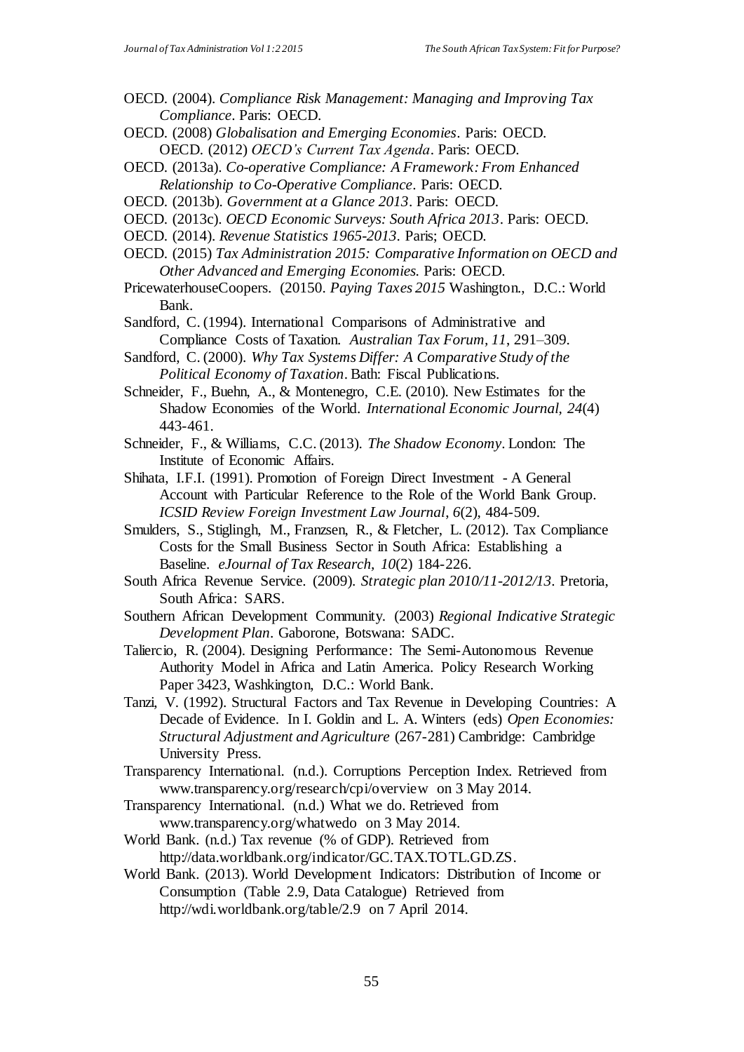OECD. (2004). *Compliance Risk Management: Managing and Improving Tax Compliance*. Paris: OECD.

OECD. (2008) *Globalisation and Emerging Economies*. Paris: OECD. OECD. (2012) *OECD's Current Tax Agenda*. Paris: OECD.

OECD. (2013a). *Co-operative Compliance: A Framework: From Enhanced Relationship to Co-Operative Compliance*. Paris: OECD.

OECD. (2013b). *Government at a Glance 2013*. Paris: OECD.

OECD. (2013c). *OECD Economic Surveys: South Africa 2013*. Paris: OECD.

OECD. (2014). *Revenue Statistics 1965-2013*. Paris; OECD.

OECD. (2015) *Tax Administration 2015: Comparative Information on OECD and Other Advanced and Emerging Economies.* Paris: OECD.

PricewaterhouseCoopers. (20150. *Paying Taxes 2015* Washington., D.C.: World Bank.

Sandford, C. (1994). International Comparisons of Administrative and Compliance Costs of Taxation. *Australian Tax Forum, 11*, 291–309.

Sandford, C. (2000). *Why Tax Systems Differ: A Comparative Study of the Political Economy of Taxation*. Bath: Fiscal Publications.

Schneider, F., Buehn, A., & Montenegro, C.E. (2010). New Estimates for the Shadow Economies of the World. *International Economic Journal, 24*(4) 443-461.

Schneider, F., & Williams, C.C. (2013). *The Shadow Economy*. London: The Institute of Economic Affairs.

Shihata, I.F.I. (1991). Promotion of Foreign Direct Investment - A General Account with Particular Reference to the Role of the World Bank Group. *ICSID Review Foreign Investment Law Journal*, *6*(2), 484-509.

Smulders, S., Stiglingh, M., Franzsen, R., & Fletcher, L. (2012). Tax Compliance Costs for the Small Business Sector in South Africa: Establishing a Baseline. *eJournal of Tax Research, 10*(2) 184-226.

South Africa Revenue Service. (2009). *Strategic plan 2010/11-2012/13*. Pretoria, South Africa: SARS.

Southern African Development Community. (2003) *Regional Indicative Strategic Development Plan*. Gaborone, Botswana: SADC.

Taliercio, R. (2004). Designing Performance: The Semi-Autonomous Revenue Authority Model in Africa and Latin America. Policy Research Working Paper 3423, Washkington, D.C.: World Bank.

Tanzi, V. (1992). Structural Factors and Tax Revenue in Developing Countries: A Decade of Evidence. In I. Goldin and L. A. Winters (eds) *Open Economies: Structural Adjustment and Agriculture* (267-281) Cambridge: Cambridge University Press.

Transparency International. (n.d.). Corruptions Perception Index. Retrieved from www.transparency.org/research/cpi/overview on 3 May 2014.

Transparency International. (n.d.) What we do. Retrieved from www.transparency.org/whatwedo on 3 May 2014.

World Bank. (n.d.) Tax revenue (% of GDP). Retrieved from http://data.worldbank.org/indicator/GC.TAX.TOTL.GD.ZS.

World Bank. (2013). World Development Indicators: Distribution of Income or Consumption (Table 2.9, Data Catalogue) Retrieved from http://wdi.worldbank.org/table/2.9 on 7 April 2014.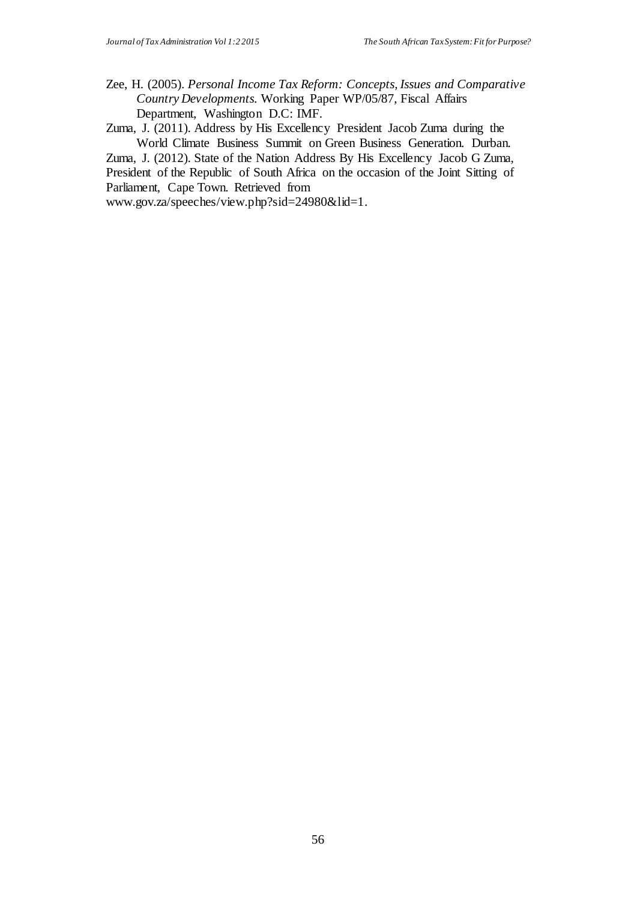Zee, H. (2005). *Personal Income Tax Reform: Concepts, Issues and Comparative Country Developments.* Working Paper WP/05/87, Fiscal Affairs Department, Washington D.C: IMF.

Zuma, J. (2011). Address by His Excellency President Jacob Zuma during the World Climate Business Summit on Green Business Generation. Durban.

Zuma, J. (2012). State of the Nation Address By His Excellency Jacob G Zuma, President of the Republic of South Africa on the occasion of the Joint Sitting of Parliament, Cape Town. Retrieved from www.gov.za/speeches/view.php?sid=24980&lid=1.